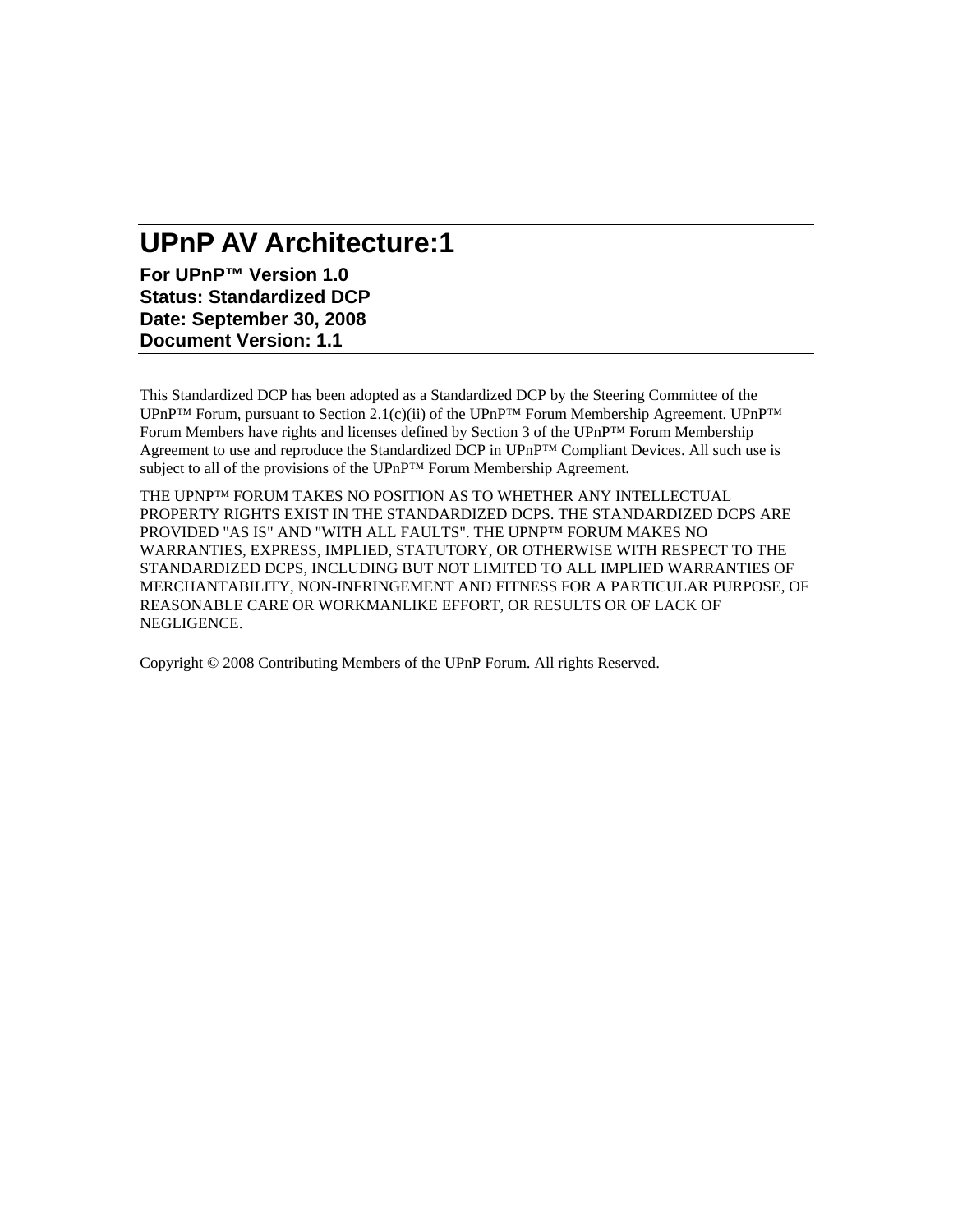# UPnP AV Architecture:1

**For UPnP™ Version 1.0**
**Status: Standardized DCP**
**Date: September 30, 2008**
**Document Version: 1.1**

This Standardized DCP has been adopted as a Standardized DCP by the Steering Committee of the UPnP™ Forum, pursuant to Section 2.1(c)(ii) of the UPnP™ Forum Membership Agreement. UPnP™ Forum Members have rights and licenses defined by Section 3 of the UPnP™ Forum Membership Agreement to use and reproduce the Standardized DCP in UPnP™ Compliant Devices. All such use is subject to all of the provisions of the UPnP™ Forum Membership Agreement.

THE UPNP™ FORUM TAKES NO POSITION AS TO WHETHER ANY INTELLECTUAL PROPERTY RIGHTS EXIST IN THE STANDARDIZED DCPS. THE STANDARDIZED DCPS ARE PROVIDED "AS IS" AND "WITH ALL FAULTS". THE UPNP™ FORUM MAKES NO WARRANTIES, EXPRESS, IMPLIED, STATUTORY, OR OTHERWISE WITH RESPECT TO THE STANDARDIZED DCPS, INCLUDING BUT NOT LIMITED TO ALL IMPLIED WARRANTIES OF MERCHANTABILITY, NON-INFRINGEMENT AND FITNESS FOR A PARTICULAR PURPOSE, OF REASONABLE CARE OR WORKMANLIKE EFFORT, OR RESULTS OR OF LACK OF NEGLIGENCE.

Copyright © 2008 Contributing Members of the UPnP Forum. All rights Reserved.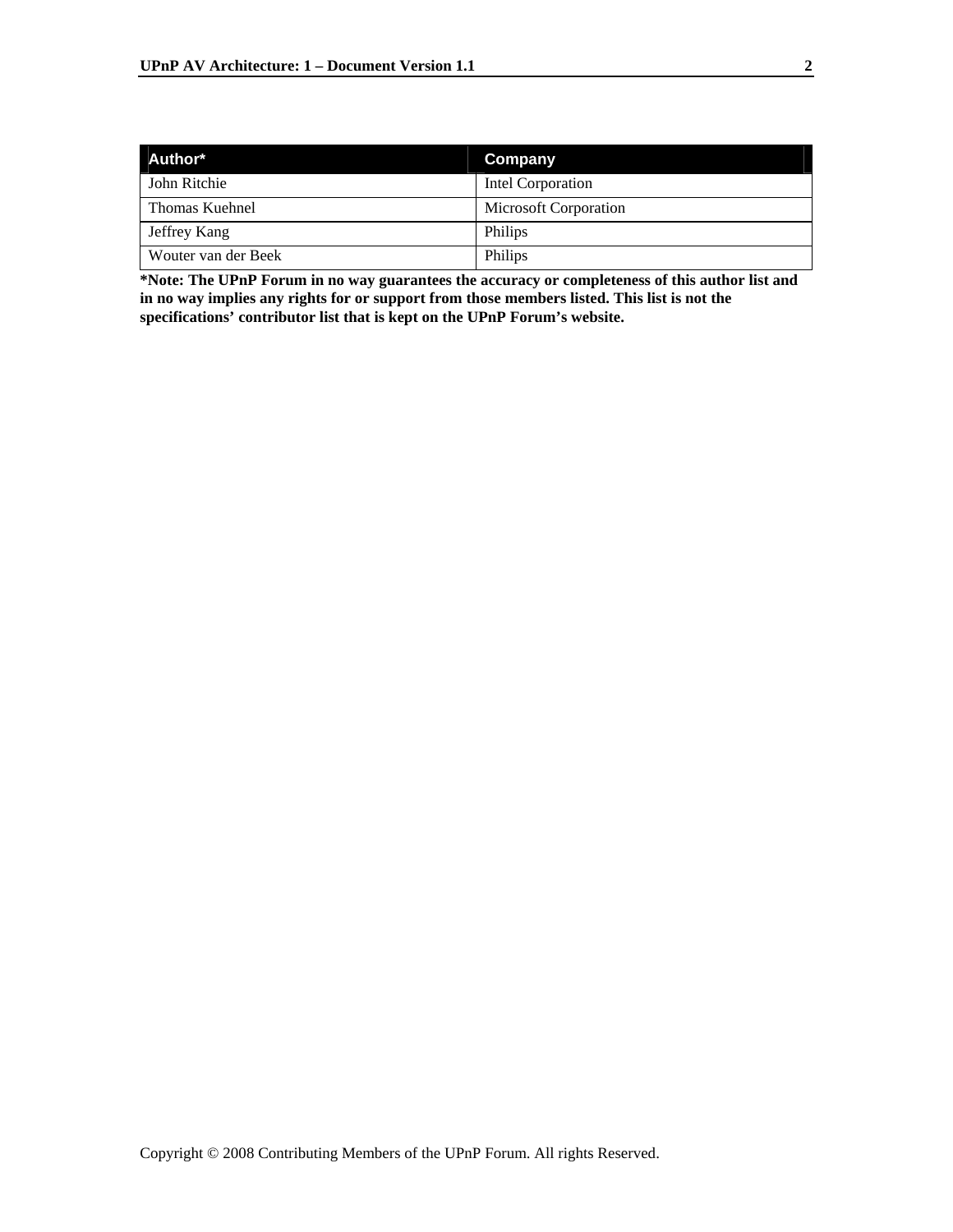| Author* | Company |
| --- | --- |
| John Ritchie | Intel Corporation |
| Thomas Kuehnel | Microsoft Corporation |
| Jeffrey Kang | Philips |
| Wouter van der Beek | Philips |

***Note: The UPnP Forum in no way guarantees the accuracy or completeness of this author list and in no way implies any rights for or support from those members listed. This list is not the specifications' contributor list that is kept on the UPnP Forum's website.**

Copyright © 2008 Contributing Members of the UPnP Forum. All rights Reserved.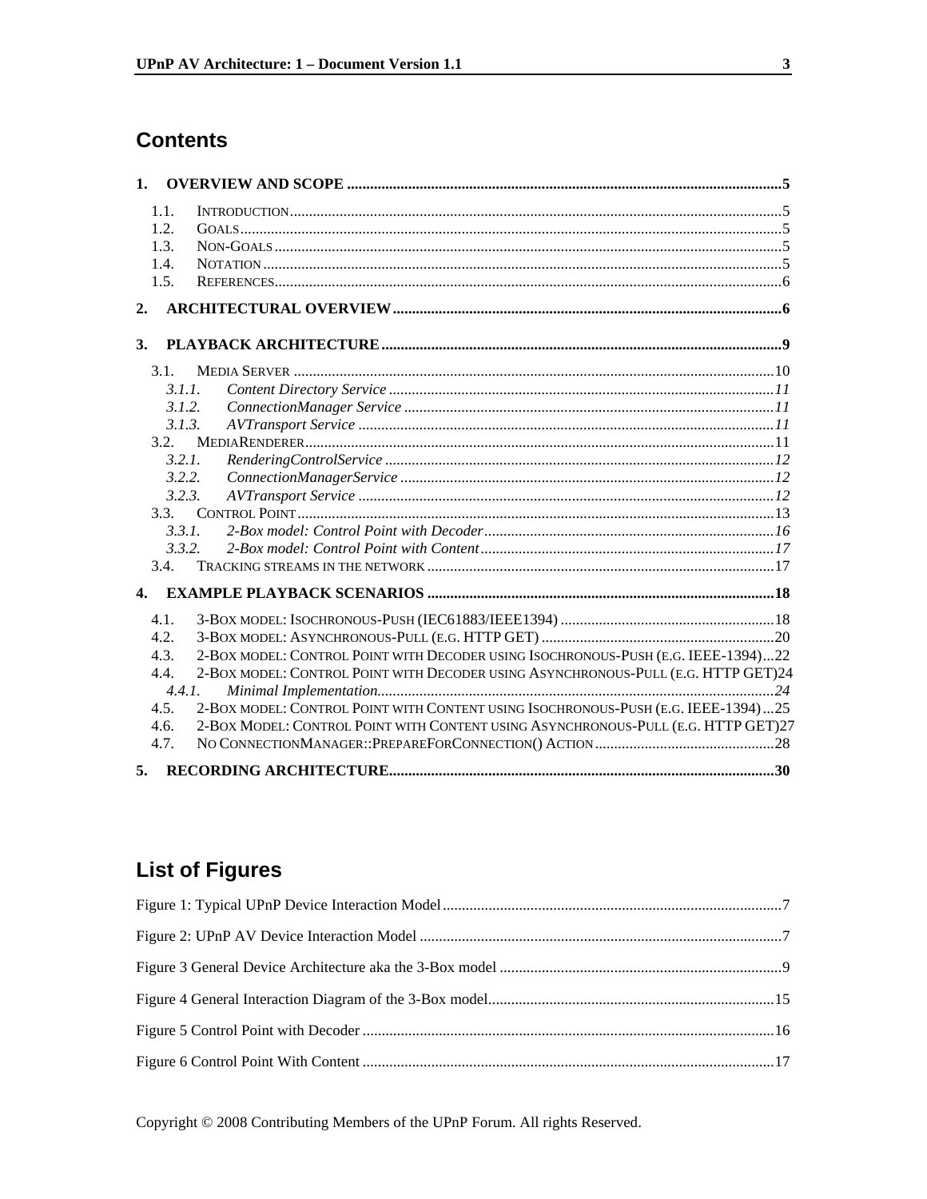## Contents

1. OVERVIEW AND SCOPE ...................................................................................................................5
   - 1.1. INTRODUCTION...............................................................................................................................5
   - 1.2. GOALS.............................................................................................................................................5
   - 1.3. NON-GOALS....................................................................................................................................5
   - 1.4. NOTATION.......................................................................................................................................5
   - 1.5. REFERENCES...................................................................................................................................6
2. ARCHITECTURAL OVERVIEW.....................................................................................................6
3. PLAYBACK ARCHITECTURE........................................................................................................9
   - 3.1. MEDIA SERVER .............................................................................................................................10
     - *3.1.1. Content Directory Service ...................................................................................................11*
     - *3.1.2. ConnectionManager Service ................................................................................................11*
     - *3.1.3. AVTransport Service ............................................................................................................11*
   - 3.2. MEDIARENDERER..........................................................................................................................11
     - *3.2.1. RenderingControlService .....................................................................................................12*
     - *3.2.2. ConnectionManagerService .................................................................................................12*
     - *3.2.3. AVTransport Service ............................................................................................................12*
   - 3.3. CONTROL POINT............................................................................................................................13
     - *3.3.1. 2-Box model: Control Point with Decoder............................................................................16*
     - *3.3.2. 2-Box model: Control Point with Content.............................................................................17*
   - 3.4. TRACKING STREAMS IN THE NETWORK...........................................................................................17
4. EXAMPLE PLAYBACK SCENARIOS ..........................................................................................18
   - 4.1. 3-BOX MODEL: ISOCHRONOUS-PUSH (IEC61883/IEEE1394) ........................................................18
   - 4.2. 3-BOX MODEL: ASYNCHRONOUS-PULL (E.G. HTTP GET) .............................................................20
   - 4.3. 2-BOX MODEL: CONTROL POINT WITH DECODER USING ISOCHRONOUS-PUSH (E.G. IEEE-1394)...22
   - 4.4. 2-BOX MODEL: CONTROL POINT WITH DECODER USING ASYNCHRONOUS-PULL (E.G. HTTP GET)24
     - *4.4.1. Minimal Implementation.......................................................................................................24*
   - 4.5. 2-BOX MODEL: CONTROL POINT WITH CONTENT USING ISOCHRONOUS-PUSH (E.G. IEEE-1394)...25
   - 4.6. 2-BOX MODEL: CONTROL POINT WITH CONTENT USING ASYNCHRONOUS-PULL (E.G. HTTP GET)27
   - 4.7. NO CONNECTIONMANAGER::PREPAREFORCONNECTION() ACTION...............................................28
5. RECORDING ARCHITECTURE....................................................................................................30

## List of Figures

Figure 1: Typical UPnP Device Interaction Model.......................................................................................7

Figure 2: UPnP AV Device Interaction Model ..............................................................................................7

Figure 3 General Device Architecture aka the 3-Box model .........................................................................9

Figure 4 General Interaction Diagram of the 3-Box model..........................................................................15

Figure 5 Control Point with Decoder ..........................................................................................................16

Figure 6 Control Point With Content ..........................................................................................................17

Copyright © 2008 Contributing Members of the UPnP Forum. All rights Reserved.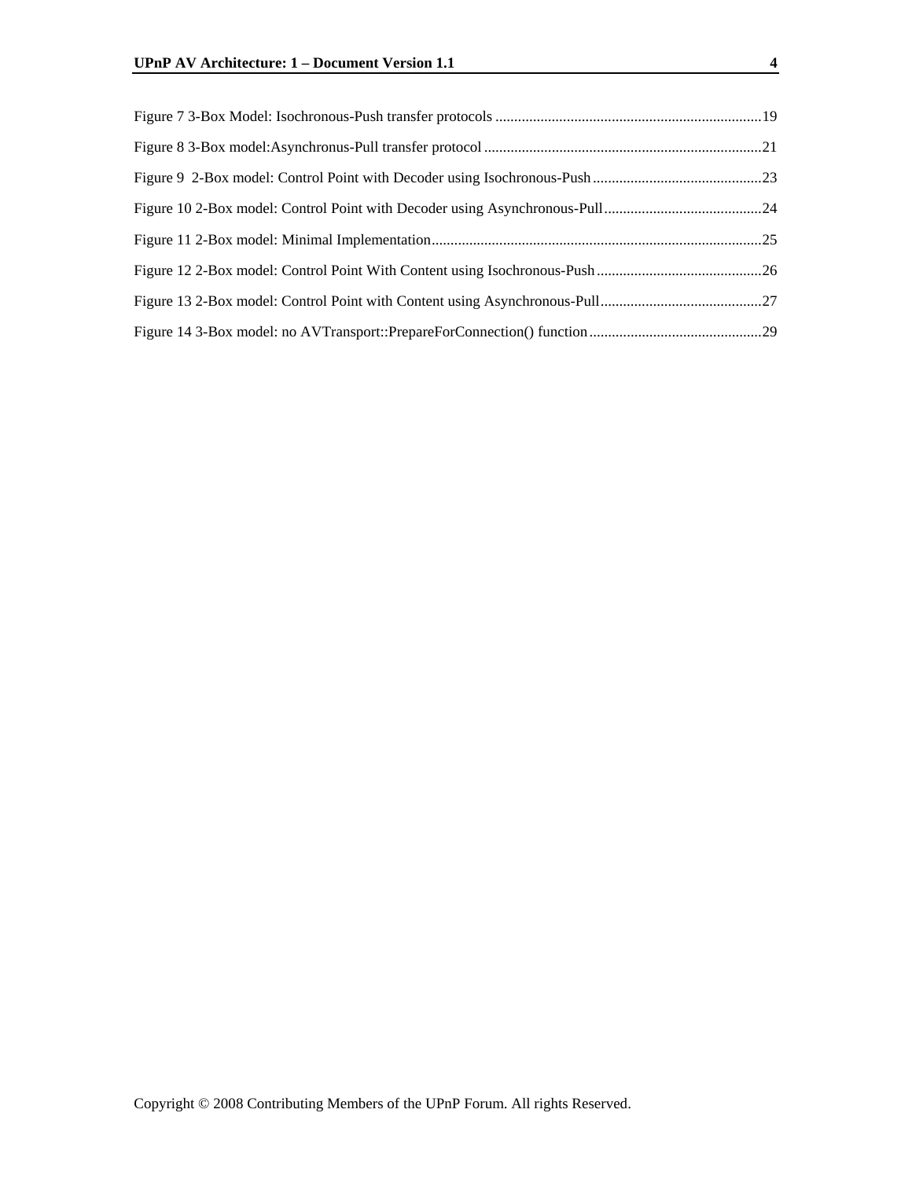Figure 7 3-Box Model: Isochronous-Push transfer protocols .......................................................................19

Figure 8 3-Box model:Asynchronus-Pull transfer protocol ..........................................................................21

Figure 9  2-Box model: Control Point with Decoder using Isochronous-Push .............................................23

Figure 10 2-Box model: Control Point with Decoder using Asynchronous-Pull ..........................................24

Figure 11 2-Box model: Minimal Implementation........................................................................................25

Figure 12 2-Box model: Control Point With Content using Isochronous-Push ............................................26

Figure 13 2-Box model: Control Point with Content using Asynchronous-Pull ...........................................27

Figure 14 3-Box model: no AVTransport::PrepareForConnection() function ..............................................29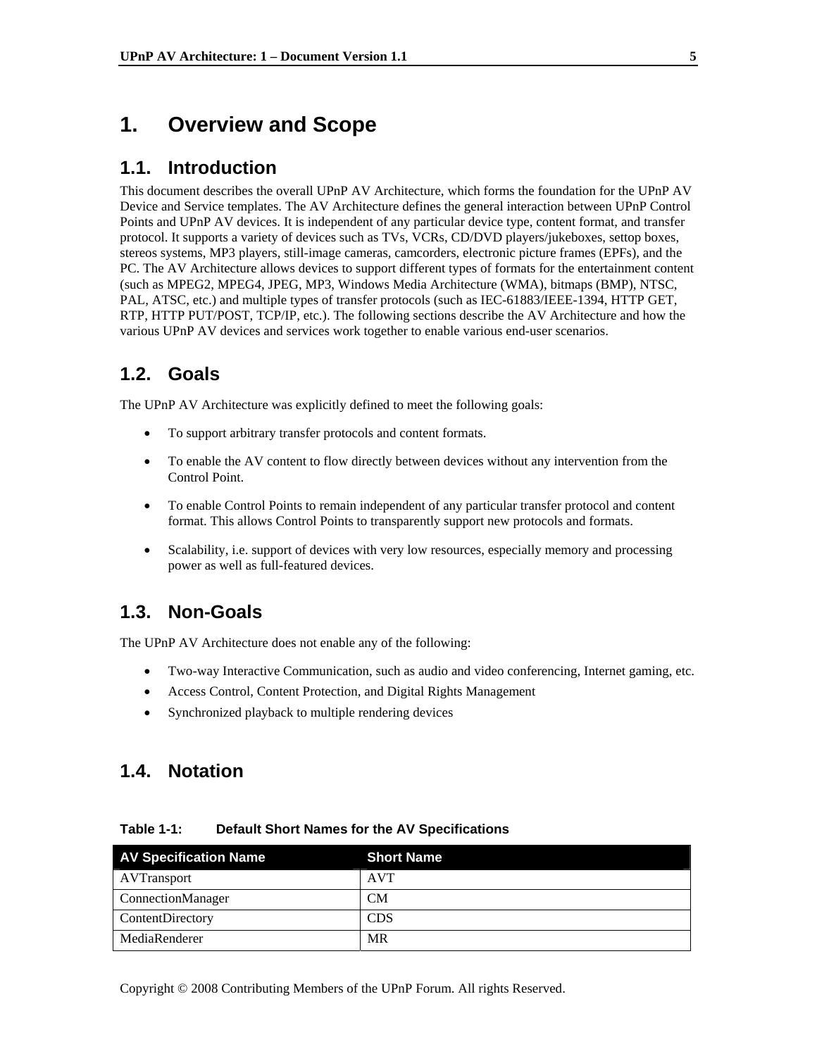# 1. Overview and Scope

## 1.1. Introduction

This document describes the overall UPnP AV Architecture, which forms the foundation for the UPnP AV Device and Service templates. The AV Architecture defines the general interaction between UPnP Control Points and UPnP AV devices. It is independent of any particular device type, content format, and transfer protocol. It supports a variety of devices such as TVs, VCRs, CD/DVD players/jukeboxes, settop boxes, stereos systems, MP3 players, still-image cameras, camcorders, electronic picture frames (EPFs), and the PC. The AV Architecture allows devices to support different types of formats for the entertainment content (such as MPEG2, MPEG4, JPEG, MP3, Windows Media Architecture (WMA), bitmaps (BMP), NTSC, PAL, ATSC, etc.) and multiple types of transfer protocols (such as IEC-61883/IEEE-1394, HTTP GET, RTP, HTTP PUT/POST, TCP/IP, etc.). The following sections describe the AV Architecture and how the various UPnP AV devices and services work together to enable various end-user scenarios.

## 1.2. Goals

The UPnP AV Architecture was explicitly defined to meet the following goals:

- To support arbitrary transfer protocols and content formats.
- To enable the AV content to flow directly between devices without any intervention from the Control Point.
- To enable Control Points to remain independent of any particular transfer protocol and content format. This allows Control Points to transparently support new protocols and formats.
- Scalability, i.e. support of devices with very low resources, especially memory and processing power as well as full-featured devices.

## 1.3. Non-Goals

The UPnP AV Architecture does not enable any of the following:

- Two-way Interactive Communication, such as audio and video conferencing, Internet gaming, etc.
- Access Control, Content Protection, and Digital Rights Management
- Synchronized playback to multiple rendering devices

## 1.4. Notation

**Table 1-1: Default Short Names for the AV Specifications**

| AV Specification Name | Short Name |
|---|---|
| AVTransport | AVT |
| ConnectionManager | CM |
| ContentDirectory | CDS |
| MediaRenderer | MR |

Copyright © 2008 Contributing Members of the UPnP Forum. All rights Reserved.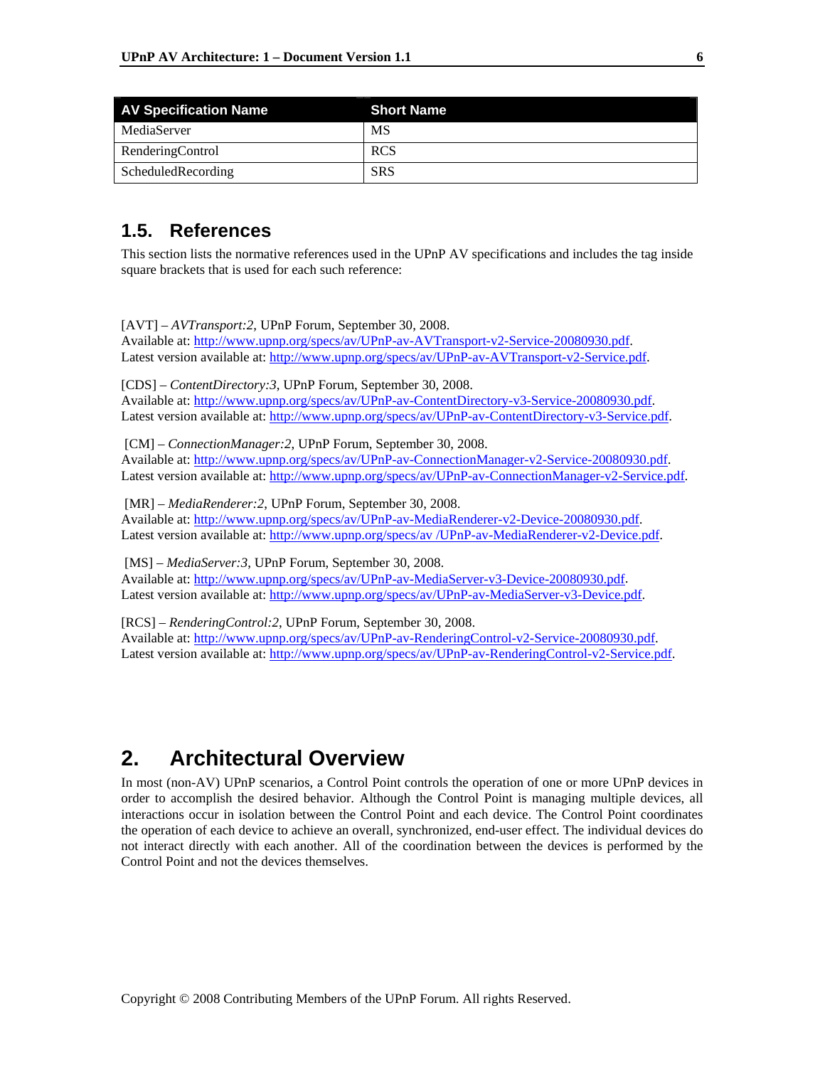| AV Specification Name | Short Name |
| --- | --- |
| MediaServer | MS |
| RenderingControl | RCS |
| ScheduledRecording | SRS |

## 1.5. References

This section lists the normative references used in the UPnP AV specifications and includes the tag inside square brackets that is used for each such reference:

[AVT] – *AVTransport:2*, UPnP Forum, September 30, 2008.
Available at: http://www.upnp.org/specs/av/UPnP-av-AVTransport-v2-Service-20080930.pdf.
Latest version available at: http://www.upnp.org/specs/av/UPnP-av-AVTransport-v2-Service.pdf.

[CDS] – *ContentDirectory:3*, UPnP Forum, September 30, 2008.
Available at: http://www.upnp.org/specs/av/UPnP-av-ContentDirectory-v3-Service-20080930.pdf.
Latest version available at: http://www.upnp.org/specs/av/UPnP-av-ContentDirectory-v3-Service.pdf.

[CM] – *ConnectionManager:2*, UPnP Forum, September 30, 2008.
Available at: http://www.upnp.org/specs/av/UPnP-av-ConnectionManager-v2-Service-20080930.pdf.
Latest version available at: http://www.upnp.org/specs/av/UPnP-av-ConnectionManager-v2-Service.pdf.

[MR] – *MediaRenderer:2*, UPnP Forum, September 30, 2008.
Available at: http://www.upnp.org/specs/av/UPnP-av-MediaRenderer-v2-Device-20080930.pdf.
Latest version available at: http://www.upnp.org/specs/av /UPnP-av-MediaRenderer-v2-Device.pdf.

[MS] – *MediaServer:3*, UPnP Forum, September 30, 2008.
Available at: http://www.upnp.org/specs/av/UPnP-av-MediaServer-v3-Device-20080930.pdf.
Latest version available at: http://www.upnp.org/specs/av/UPnP-av-MediaServer-v3-Device.pdf.

[RCS] – *RenderingControl:2*, UPnP Forum, September 30, 2008.
Available at: http://www.upnp.org/specs/av/UPnP-av-RenderingControl-v2-Service-20080930.pdf.
Latest version available at: http://www.upnp.org/specs/av/UPnP-av-RenderingControl-v2-Service.pdf.

# 2. Architectural Overview

In most (non-AV) UPnP scenarios, a Control Point controls the operation of one or more UPnP devices in order to accomplish the desired behavior. Although the Control Point is managing multiple devices, all interactions occur in isolation between the Control Point and each device. The Control Point coordinates the operation of each device to achieve an overall, synchronized, end-user effect. The individual devices do not interact directly with each another. All of the coordination between the devices is performed by the Control Point and not the devices themselves.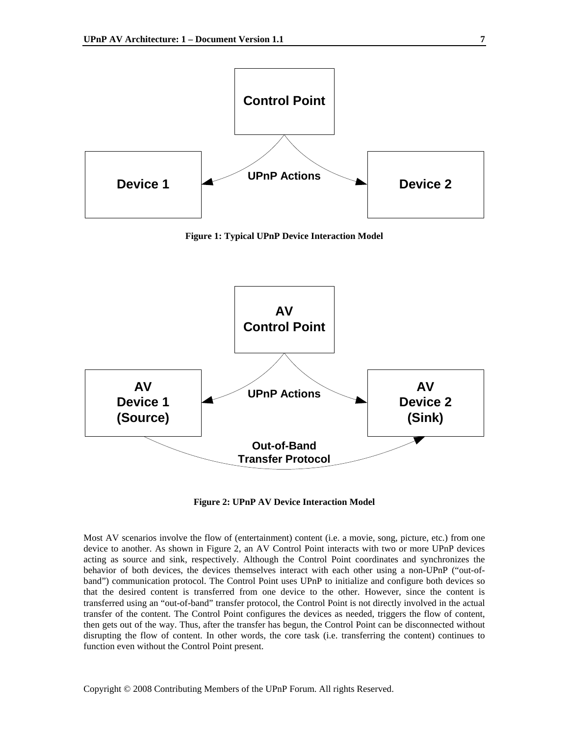Figure 1: Typical UPnP Device Interaction Model

Figure 2: UPnP AV Device Interaction Model

Most AV scenarios involve the flow of (entertainment) content (i.e. a movie, song, picture, etc.) from one device to another. As shown in Figure 2, an AV Control Point interacts with two or more UPnP devices acting as source and sink, respectively. Although the Control Point coordinates and synchronizes the behavior of both devices, the devices themselves interact with each other using a non-UPnP ("out-of-band") communication protocol. The Control Point uses UPnP to initialize and configure both devices so that the desired content is transferred from one device to the other. However, since the content is transferred using an "out-of-band" transfer protocol, the Control Point is not directly involved in the actual transfer of the content. The Control Point configures the devices as needed, triggers the flow of content, then gets out of the way. Thus, after the transfer has begun, the Control Point can be disconnected without disrupting the flow of content. In other words, the core task (i.e. transferring the content) continues to function even without the Control Point present.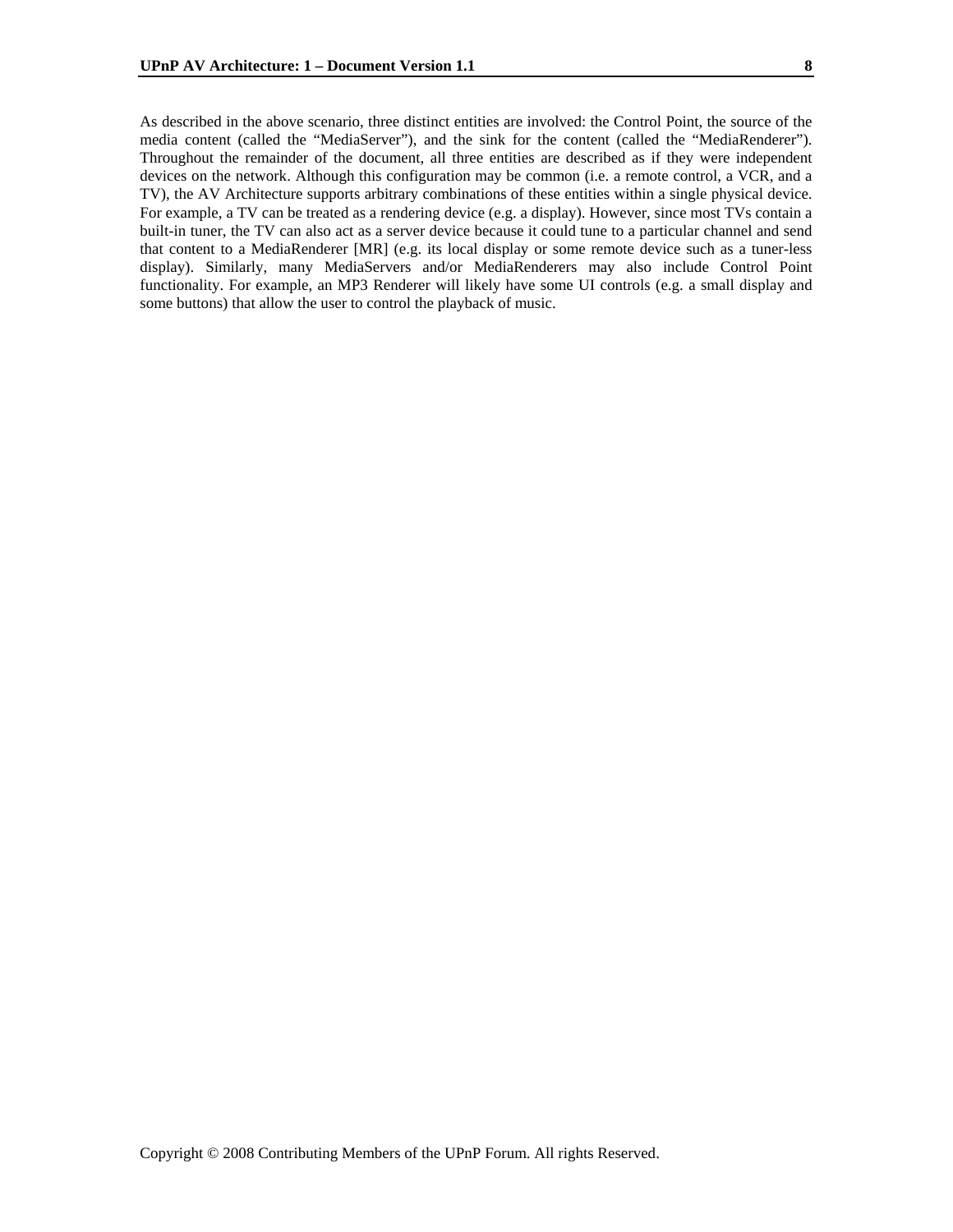As described in the above scenario, three distinct entities are involved: the Control Point, the source of the media content (called the "MediaServer"), and the sink for the content (called the "MediaRenderer"). Throughout the remainder of the document, all three entities are described as if they were independent devices on the network. Although this configuration may be common (i.e. a remote control, a VCR, and a TV), the AV Architecture supports arbitrary combinations of these entities within a single physical device. For example, a TV can be treated as a rendering device (e.g. a display). However, since most TVs contain a built-in tuner, the TV can also act as a server device because it could tune to a particular channel and send that content to a MediaRenderer [MR] (e.g. its local display or some remote device such as a tuner-less display). Similarly, many MediaServers and/or MediaRenderers may also include Control Point functionality. For example, an MP3 Renderer will likely have some UI controls (e.g. a small display and some buttons) that allow the user to control the playback of music.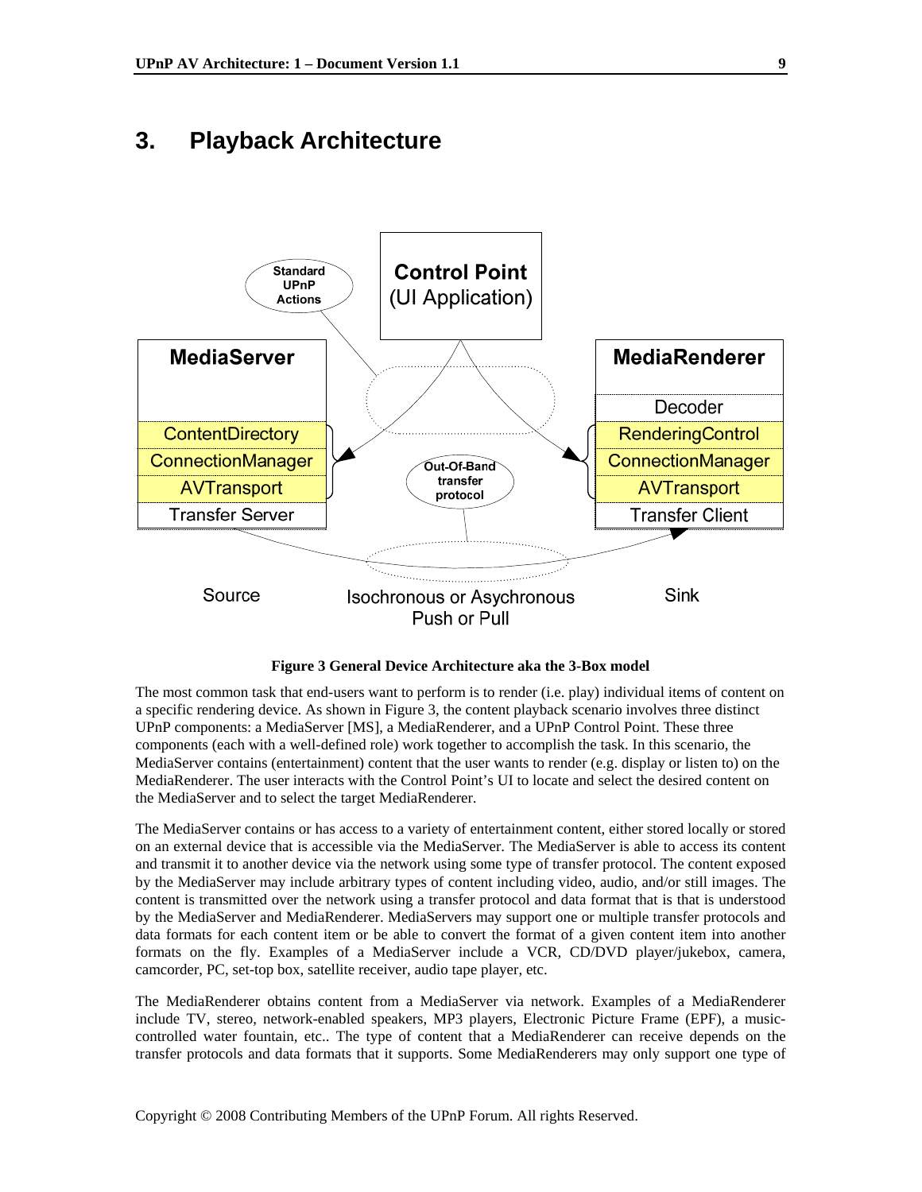# 3. Playback Architecture

Figure 3 General Device Architecture aka the 3-Box model

The most common task that end-users want to perform is to render (i.e. play) individual items of content on a specific rendering device. As shown in Figure 3, the content playback scenario involves three distinct UPnP components: a MediaServer [MS], a MediaRenderer, and a UPnP Control Point. These three components (each with a well-defined role) work together to accomplish the task. In this scenario, the MediaServer contains (entertainment) content that the user wants to render (e.g. display or listen to) on the MediaRenderer. The user interacts with the Control Point's UI to locate and select the desired content on the MediaServer and to select the target MediaRenderer.

The MediaServer contains or has access to a variety of entertainment content, either stored locally or stored on an external device that is accessible via the MediaServer. The MediaServer is able to access its content and transmit it to another device via the network using some type of transfer protocol. The content exposed by the MediaServer may include arbitrary types of content including video, audio, and/or still images. The content is transmitted over the network using a transfer protocol and data format that is that is understood by the MediaServer and MediaRenderer. MediaServers may support one or multiple transfer protocols and data formats for each content item or be able to convert the format of a given content item into another formats on the fly. Examples of a MediaServer include a VCR, CD/DVD player/jukebox, camera, camcorder, PC, set-top box, satellite receiver, audio tape player, etc.

The MediaRenderer obtains content from a MediaServer via network. Examples of a MediaRenderer include TV, stereo, network-enabled speakers, MP3 players, Electronic Picture Frame (EPF), a music-controlled water fountain, etc.. The type of content that a MediaRenderer can receive depends on the transfer protocols and data formats that it supports. Some MediaRenderers may only support one type of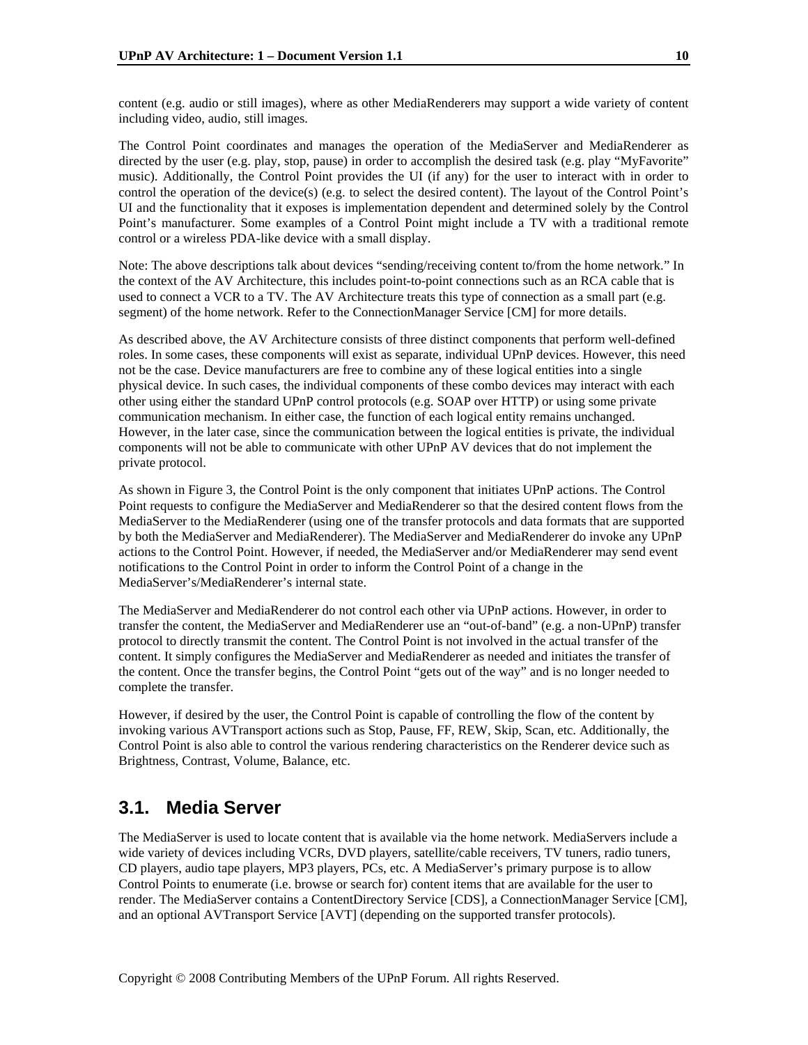content (e.g. audio or still images), where as other MediaRenderers may support a wide variety of content including video, audio, still images.

The Control Point coordinates and manages the operation of the MediaServer and MediaRenderer as directed by the user (e.g. play, stop, pause) in order to accomplish the desired task (e.g. play "MyFavorite" music). Additionally, the Control Point provides the UI (if any) for the user to interact with in order to control the operation of the device(s) (e.g. to select the desired content). The layout of the Control Point's UI and the functionality that it exposes is implementation dependent and determined solely by the Control Point's manufacturer. Some examples of a Control Point might include a TV with a traditional remote control or a wireless PDA-like device with a small display.

Note: The above descriptions talk about devices "sending/receiving content to/from the home network." In the context of the AV Architecture, this includes point-to-point connections such as an RCA cable that is used to connect a VCR to a TV. The AV Architecture treats this type of connection as a small part (e.g. segment) of the home network. Refer to the ConnectionManager Service [CM] for more details.

As described above, the AV Architecture consists of three distinct components that perform well-defined roles. In some cases, these components will exist as separate, individual UPnP devices. However, this need not be the case. Device manufacturers are free to combine any of these logical entities into a single physical device. In such cases, the individual components of these combo devices may interact with each other using either the standard UPnP control protocols (e.g. SOAP over HTTP) or using some private communication mechanism. In either case, the function of each logical entity remains unchanged. However, in the later case, since the communication between the logical entities is private, the individual components will not be able to communicate with other UPnP AV devices that do not implement the private protocol.

As shown in Figure 3, the Control Point is the only component that initiates UPnP actions. The Control Point requests to configure the MediaServer and MediaRenderer so that the desired content flows from the MediaServer to the MediaRenderer (using one of the transfer protocols and data formats that are supported by both the MediaServer and MediaRenderer). The MediaServer and MediaRenderer do invoke any UPnP actions to the Control Point. However, if needed, the MediaServer and/or MediaRenderer may send event notifications to the Control Point in order to inform the Control Point of a change in the MediaServer's/MediaRenderer's internal state.

The MediaServer and MediaRenderer do not control each other via UPnP actions. However, in order to transfer the content, the MediaServer and MediaRenderer use an "out-of-band" (e.g. a non-UPnP) transfer protocol to directly transmit the content. The Control Point is not involved in the actual transfer of the content. It simply configures the MediaServer and MediaRenderer as needed and initiates the transfer of the content. Once the transfer begins, the Control Point "gets out of the way" and is no longer needed to complete the transfer.

However, if desired by the user, the Control Point is capable of controlling the flow of the content by invoking various AVTransport actions such as Stop, Pause, FF, REW, Skip, Scan, etc. Additionally, the Control Point is also able to control the various rendering characteristics on the Renderer device such as Brightness, Contrast, Volume, Balance, etc.

## 3.1. Media Server

The MediaServer is used to locate content that is available via the home network. MediaServers include a wide variety of devices including VCRs, DVD players, satellite/cable receivers, TV tuners, radio tuners, CD players, audio tape players, MP3 players, PCs, etc. A MediaServer's primary purpose is to allow Control Points to enumerate (i.e. browse or search for) content items that are available for the user to render. The MediaServer contains a ContentDirectory Service [CDS], a ConnectionManager Service [CM], and an optional AVTransport Service [AVT] (depending on the supported transfer protocols).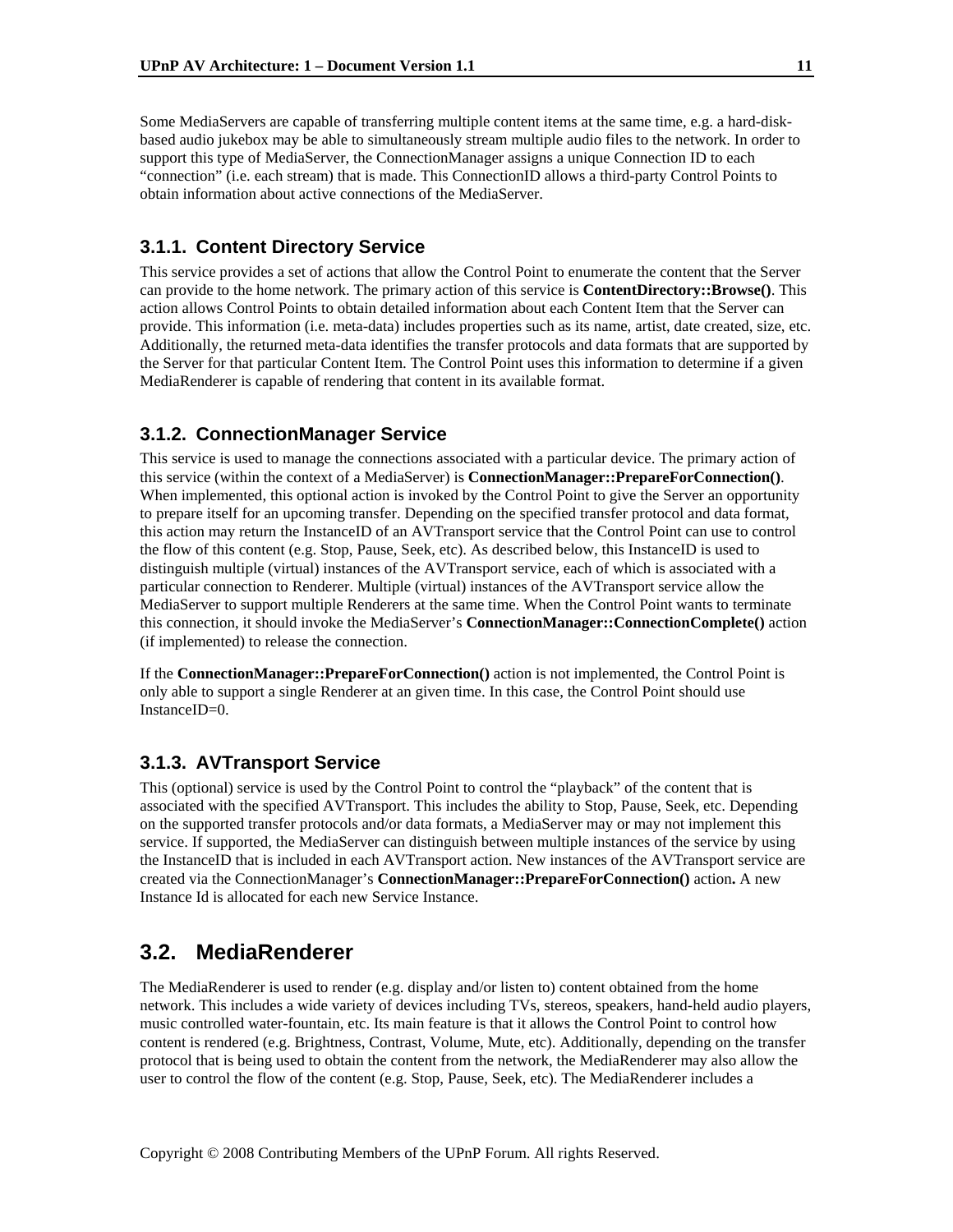Some MediaServers are capable of transferring multiple content items at the same time, e.g. a hard-disk-based audio jukebox may be able to simultaneously stream multiple audio files to the network. In order to support this type of MediaServer, the ConnectionManager assigns a unique Connection ID to each "connection" (i.e. each stream) that is made. This ConnectionID allows a third-party Control Points to obtain information about active connections of the MediaServer.

### 3.1.1. Content Directory Service

This service provides a set of actions that allow the Control Point to enumerate the content that the Server can provide to the home network. The primary action of this service is **ContentDirectory::Browse()**. This action allows Control Points to obtain detailed information about each Content Item that the Server can provide. This information (i.e. meta-data) includes properties such as its name, artist, date created, size, etc. Additionally, the returned meta-data identifies the transfer protocols and data formats that are supported by the Server for that particular Content Item. The Control Point uses this information to determine if a given MediaRenderer is capable of rendering that content in its available format.

### 3.1.2. ConnectionManager Service

This service is used to manage the connections associated with a particular device. The primary action of this service (within the context of a MediaServer) is **ConnectionManager::PrepareForConnection()**. When implemented, this optional action is invoked by the Control Point to give the Server an opportunity to prepare itself for an upcoming transfer. Depending on the specified transfer protocol and data format, this action may return the InstanceID of an AVTransport service that the Control Point can use to control the flow of this content (e.g. Stop, Pause, Seek, etc). As described below, this InstanceID is used to distinguish multiple (virtual) instances of the AVTransport service, each of which is associated with a particular connection to Renderer. Multiple (virtual) instances of the AVTransport service allow the MediaServer to support multiple Renderers at the same time. When the Control Point wants to terminate this connection, it should invoke the MediaServer's **ConnectionManager::ConnectionComplete()** action (if implemented) to release the connection.

If the **ConnectionManager::PrepareForConnection()** action is not implemented, the Control Point is only able to support a single Renderer at an given time. In this case, the Control Point should use InstanceID=0.

### 3.1.3. AVTransport Service

This (optional) service is used by the Control Point to control the "playback" of the content that is associated with the specified AVTransport. This includes the ability to Stop, Pause, Seek, etc. Depending on the supported transfer protocols and/or data formats, a MediaServer may or may not implement this service. If supported, the MediaServer can distinguish between multiple instances of the service by using the InstanceID that is included in each AVTransport action. New instances of the AVTransport service are created via the ConnectionManager's **ConnectionManager::PrepareForConnection()** action**.** A new Instance Id is allocated for each new Service Instance.

## 3.2. MediaRenderer

The MediaRenderer is used to render (e.g. display and/or listen to) content obtained from the home network. This includes a wide variety of devices including TVs, stereos, speakers, hand-held audio players, music controlled water-fountain, etc. Its main feature is that it allows the Control Point to control how content is rendered (e.g. Brightness, Contrast, Volume, Mute, etc). Additionally, depending on the transfer protocol that is being used to obtain the content from the network, the MediaRenderer may also allow the user to control the flow of the content (e.g. Stop, Pause, Seek, etc). The MediaRenderer includes a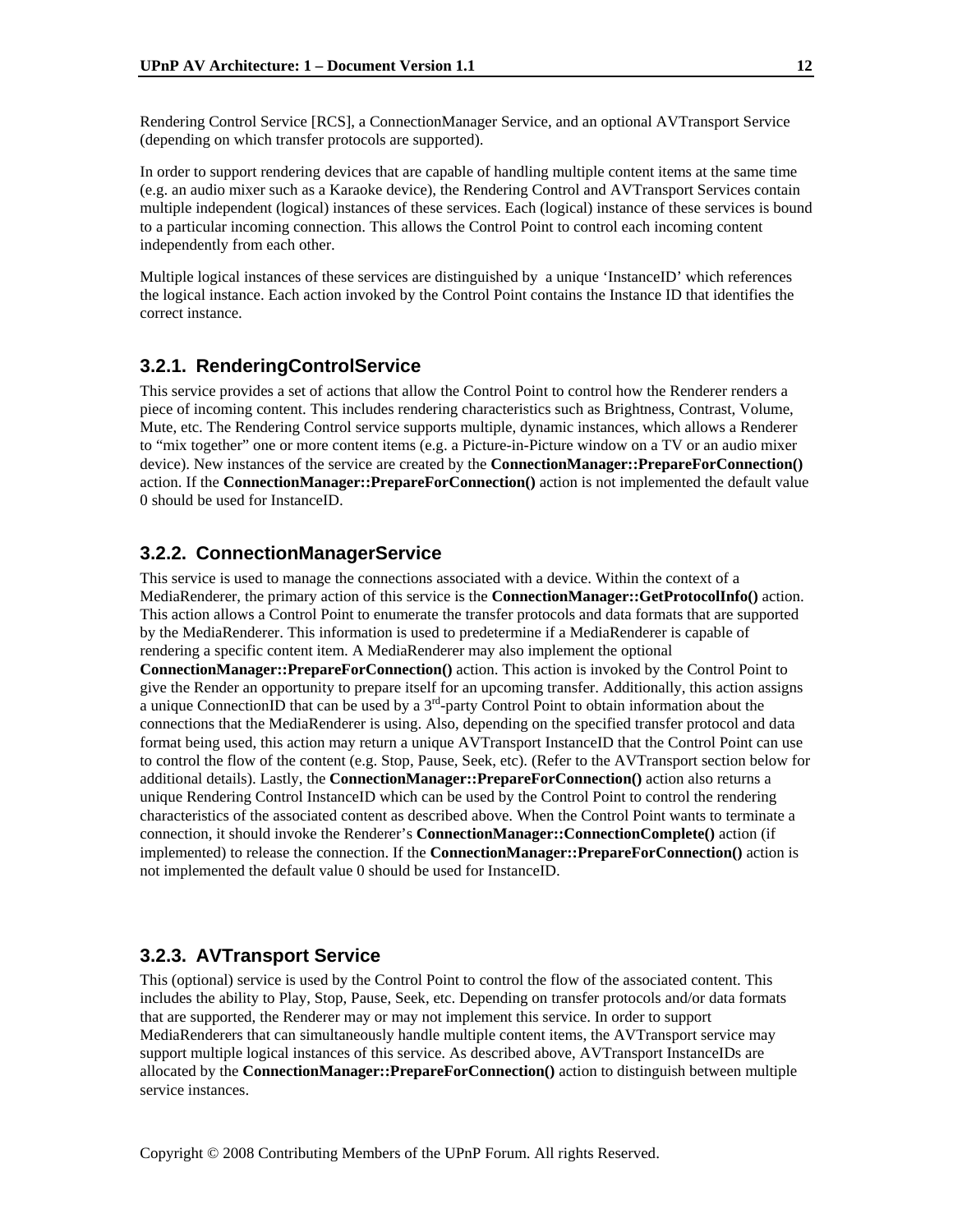Rendering Control Service [RCS], a ConnectionManager Service, and an optional AVTransport Service (depending on which transfer protocols are supported).

In order to support rendering devices that are capable of handling multiple content items at the same time (e.g. an audio mixer such as a Karaoke device), the Rendering Control and AVTransport Services contain multiple independent (logical) instances of these services. Each (logical) instance of these services is bound to a particular incoming connection. This allows the Control Point to control each incoming content independently from each other.

Multiple logical instances of these services are distinguished by a unique 'InstanceID' which references the logical instance. Each action invoked by the Control Point contains the Instance ID that identifies the correct instance.

### 3.2.1. RenderingControlService

This service provides a set of actions that allow the Control Point to control how the Renderer renders a piece of incoming content. This includes rendering characteristics such as Brightness, Contrast, Volume, Mute, etc. The Rendering Control service supports multiple, dynamic instances, which allows a Renderer to "mix together" one or more content items (e.g. a Picture-in-Picture window on a TV or an audio mixer device). New instances of the service are created by the **ConnectionManager::PrepareForConnection()** action. If the **ConnectionManager::PrepareForConnection()** action is not implemented the default value 0 should be used for InstanceID.

### 3.2.2. ConnectionManagerService

This service is used to manage the connections associated with a device. Within the context of a MediaRenderer, the primary action of this service is the **ConnectionManager::GetProtocolInfo()** action. This action allows a Control Point to enumerate the transfer protocols and data formats that are supported by the MediaRenderer. This information is used to predetermine if a MediaRenderer is capable of rendering a specific content item. A MediaRenderer may also implement the optional **ConnectionManager::PrepareForConnection()** action. This action is invoked by the Control Point to give the Render an opportunity to prepare itself for an upcoming transfer. Additionally, this action assigns a unique ConnectionID that can be used by a 3rd-party Control Point to obtain information about the connections that the MediaRenderer is using. Also, depending on the specified transfer protocol and data format being used, this action may return a unique AVTransport InstanceID that the Control Point can use to control the flow of the content (e.g. Stop, Pause, Seek, etc). (Refer to the AVTransport section below for additional details). Lastly, the **ConnectionManager::PrepareForConnection()** action also returns a unique Rendering Control InstanceID which can be used by the Control Point to control the rendering characteristics of the associated content as described above. When the Control Point wants to terminate a connection, it should invoke the Renderer's **ConnectionManager::ConnectionComplete()** action (if implemented) to release the connection. If the **ConnectionManager::PrepareForConnection()** action is not implemented the default value 0 should be used for InstanceID.

### 3.2.3. AVTransport Service

This (optional) service is used by the Control Point to control the flow of the associated content. This includes the ability to Play, Stop, Pause, Seek, etc. Depending on transfer protocols and/or data formats that are supported, the Renderer may or may not implement this service. In order to support MediaRenderers that can simultaneously handle multiple content items, the AVTransport service may support multiple logical instances of this service. As described above, AVTransport InstanceIDs are allocated by the **ConnectionManager::PrepareForConnection()** action to distinguish between multiple service instances.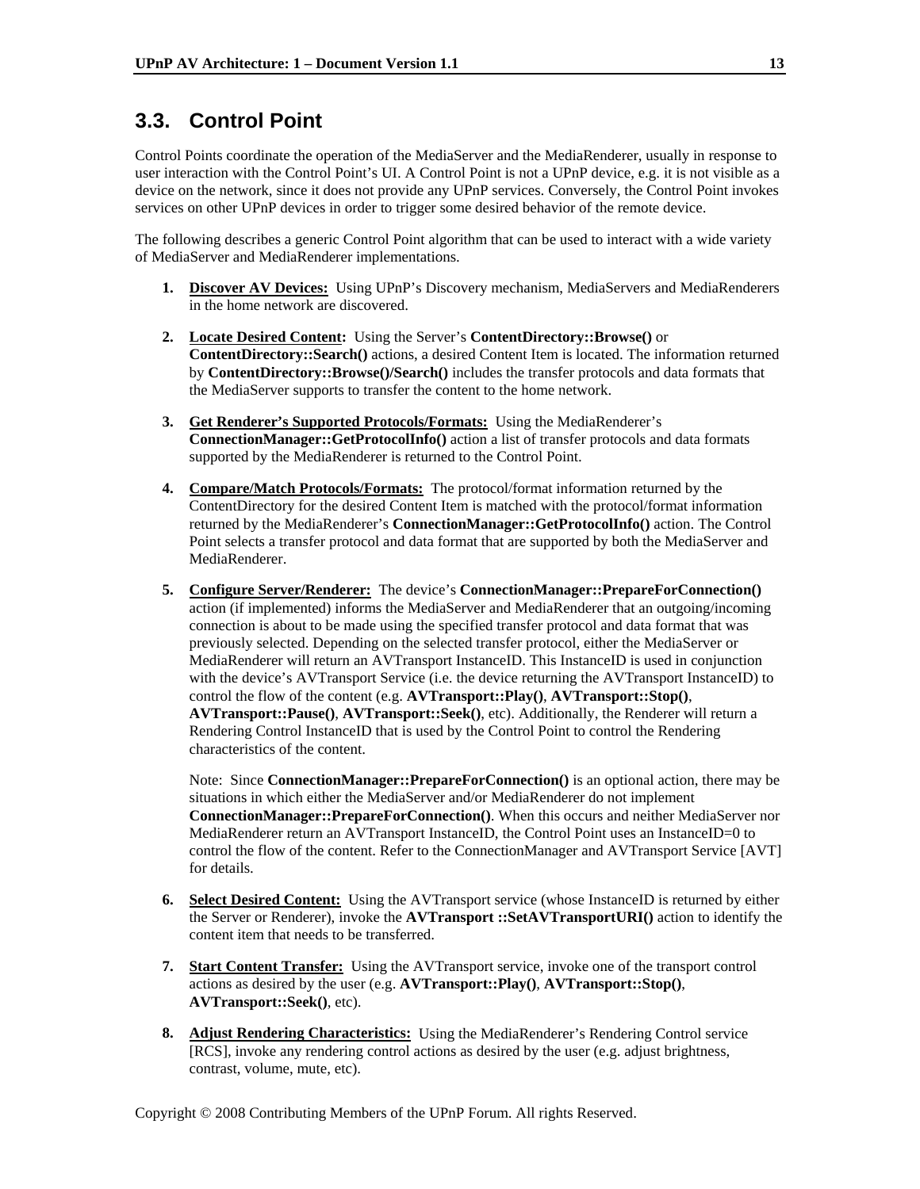## 3.3. Control Point

Control Points coordinate the operation of the MediaServer and the MediaRenderer, usually in response to user interaction with the Control Point's UI. A Control Point is not a UPnP device, e.g. it is not visible as a device on the network, since it does not provide any UPnP services. Conversely, the Control Point invokes services on other UPnP devices in order to trigger some desired behavior of the remote device.

The following describes a generic Control Point algorithm that can be used to interact with a wide variety of MediaServer and MediaRenderer implementations.

1. **Discover AV Devices:** Using UPnP's Discovery mechanism, MediaServers and MediaRenderers in the home network are discovered.

2. **Locate Desired Content:** Using the Server's **ContentDirectory::Browse()** or **ContentDirectory::Search()** actions, a desired Content Item is located. The information returned by **ContentDirectory::Browse()/Search()** includes the transfer protocols and data formats that the MediaServer supports to transfer the content to the home network.

3. **Get Renderer's Supported Protocols/Formats:** Using the MediaRenderer's **ConnectionManager::GetProtocolInfo()** action a list of transfer protocols and data formats supported by the MediaRenderer is returned to the Control Point.

4. **Compare/Match Protocols/Formats:** The protocol/format information returned by the ContentDirectory for the desired Content Item is matched with the protocol/format information returned by the MediaRenderer's **ConnectionManager::GetProtocolInfo()** action. The Control Point selects a transfer protocol and data format that are supported by both the MediaServer and MediaRenderer.

5. **Configure Server/Renderer:** The device's **ConnectionManager::PrepareForConnection()** action (if implemented) informs the MediaServer and MediaRenderer that an outgoing/incoming connection is about to be made using the specified transfer protocol and data format that was previously selected. Depending on the selected transfer protocol, either the MediaServer or MediaRenderer will return an AVTransport InstanceID. This InstanceID is used in conjunction with the device's AVTransport Service (i.e. the device returning the AVTransport InstanceID) to control the flow of the content (e.g. **AVTransport::Play()**, **AVTransport::Stop()**, **AVTransport::Pause()**, **AVTransport::Seek()**, etc). Additionally, the Renderer will return a Rendering Control InstanceID that is used by the Control Point to control the Rendering characteristics of the content.

   Note: Since **ConnectionManager::PrepareForConnection()** is an optional action, there may be situations in which either the MediaServer and/or MediaRenderer do not implement **ConnectionManager::PrepareForConnection()**. When this occurs and neither MediaServer nor MediaRenderer return an AVTransport InstanceID, the Control Point uses an InstanceID=0 to control the flow of the content. Refer to the ConnectionManager and AVTransport Service [AVT] for details.

6. **Select Desired Content:** Using the AVTransport service (whose InstanceID is returned by either the Server or Renderer), invoke the **AVTransport ::SetAVTransportURI()** action to identify the content item that needs to be transferred.

7. **Start Content Transfer:** Using the AVTransport service, invoke one of the transport control actions as desired by the user (e.g. **AVTransport::Play()**, **AVTransport::Stop()**, **AVTransport::Seek()**, etc).

8. **Adjust Rendering Characteristics:** Using the MediaRenderer's Rendering Control service [RCS], invoke any rendering control actions as desired by the user (e.g. adjust brightness, contrast, volume, mute, etc).

Copyright © 2008 Contributing Members of the UPnP Forum. All rights Reserved.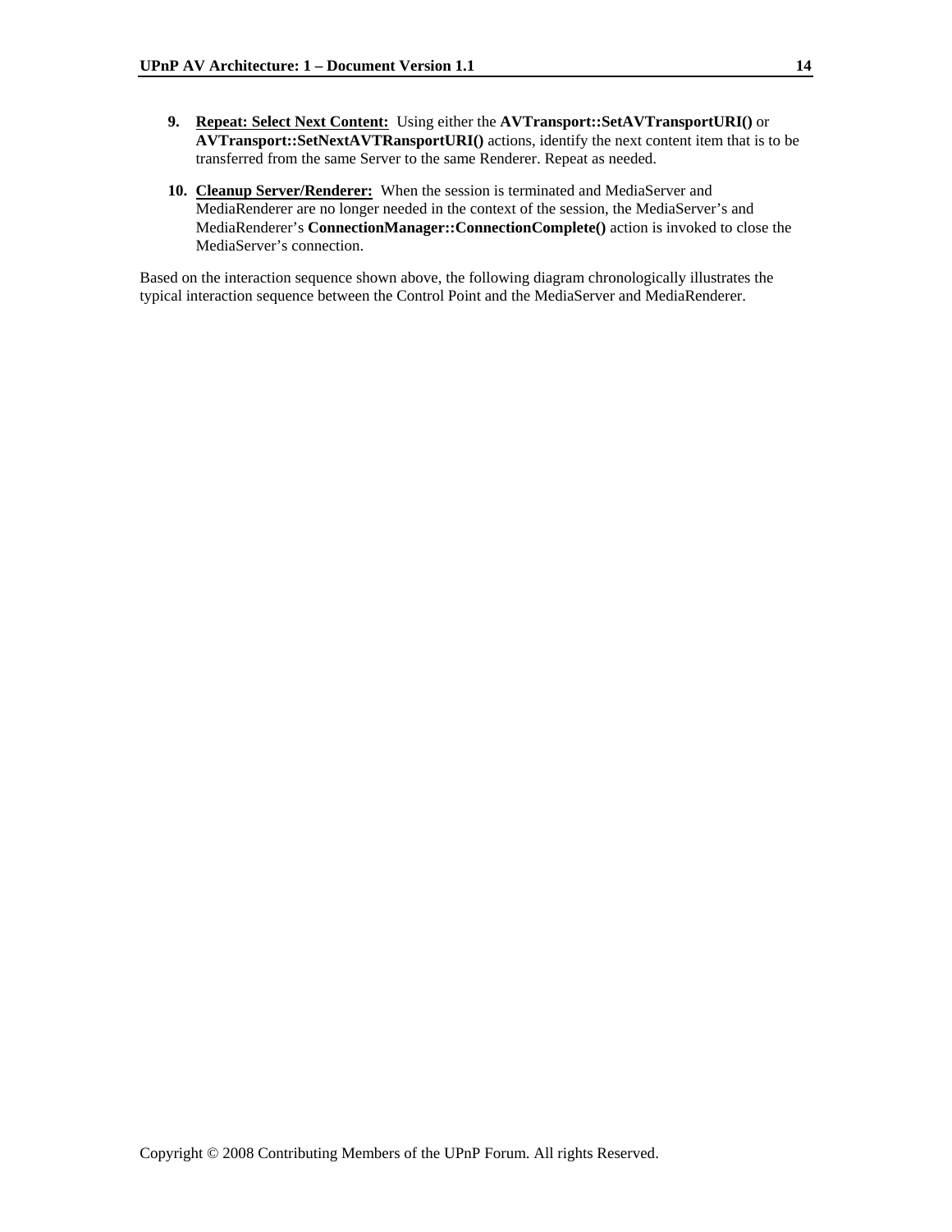9. **<u>Repeat: Select Next Content:</u>** Using either the **AVTransport::SetAVTransportURI()** or **AVTransport::SetNextAVTRansportURI()** actions, identify the next content item that is to be transferred from the same Server to the same Renderer. Repeat as needed.

10. **<u>Cleanup Server/Renderer:</u>** When the session is terminated and MediaServer and MediaRenderer are no longer needed in the context of the session, the MediaServer's and MediaRenderer's **ConnectionManager::ConnectionComplete()** action is invoked to close the MediaServer's connection.

Based on the interaction sequence shown above, the following diagram chronologically illustrates the typical interaction sequence between the Control Point and the MediaServer and MediaRenderer.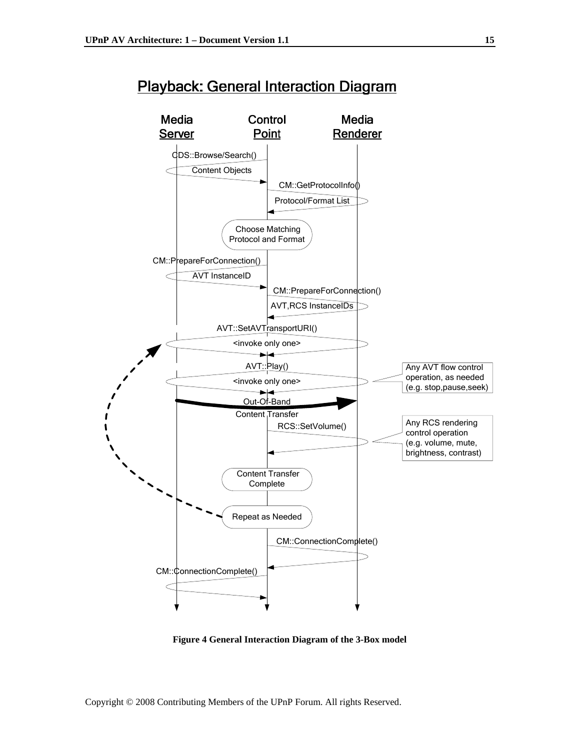## Playback: General Interaction Diagram

Media Server | Control Point | Media Renderer

CDS::Browse/Search()

Content Objects

CM::GetProtocolInfo()

Protocol/Format List

Choose Matching Protocol and Format

CM::PrepareForConnection()

AVT InstanceID

CM::PrepareForConnection()

AVT,RCS InstanceIDs

AVT::SetAVTransportURI()

<invoke only one>

AVT::Play()

<invoke only one>

Any AVT flow control operation, as needed (e.g. stop,pause,seek)

Out-Of-Band Content Transfer

RCS::SetVolume()

Any RCS rendering control operation (e.g. volume, mute, brightness, contrast)

Content Transfer Complete

Repeat as Needed

CM::ConnectionComplete()

CM::ConnectionComplete()

**Figure 4 General Interaction Diagram of the 3-Box model**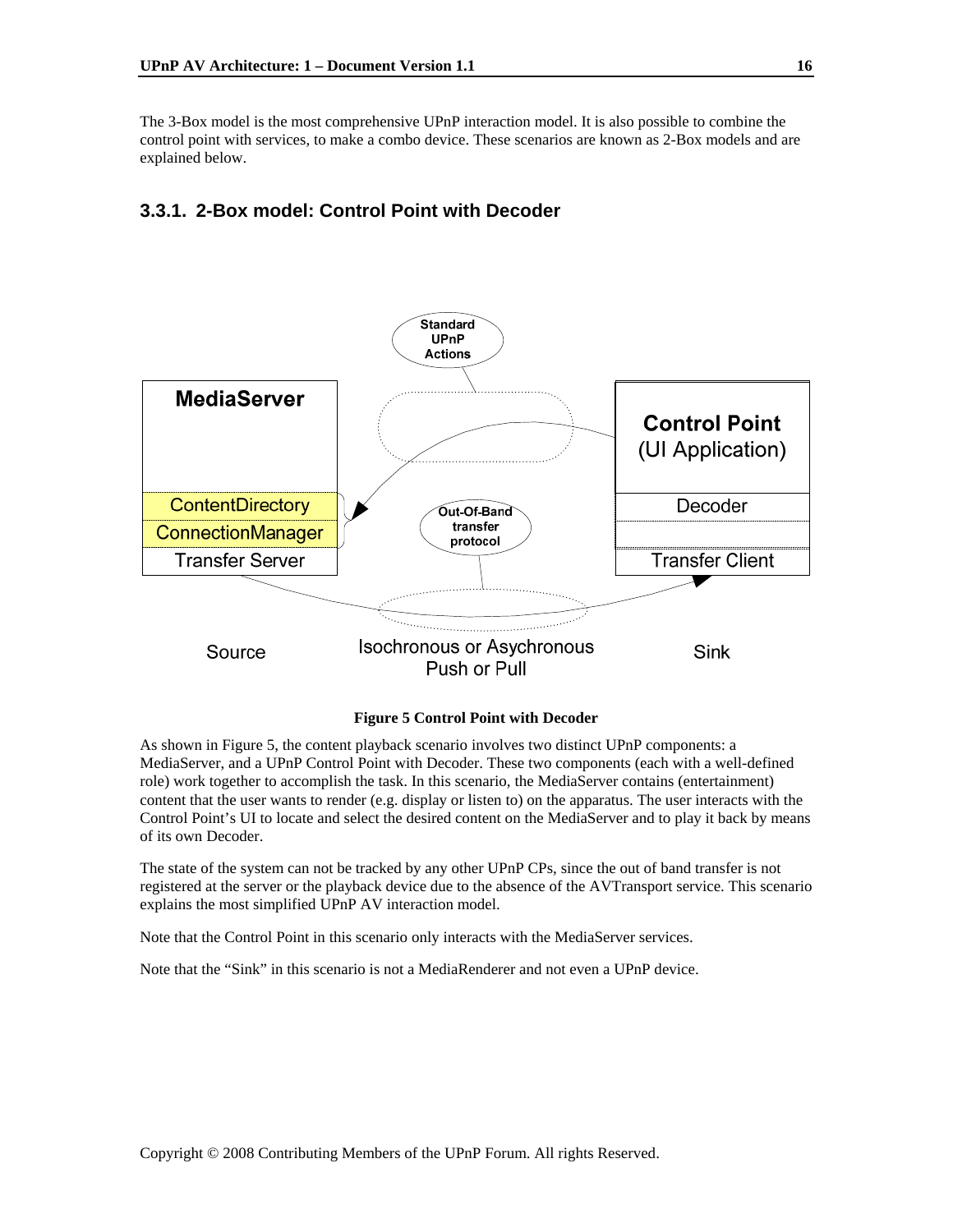The 3-Box model is the most comprehensive UPnP interaction model. It is also possible to combine the control point with services, to make a combo device. These scenarios are known as 2-Box models and are explained below.

### 3.3.1. 2-Box model: Control Point with Decoder

**Figure 5 Control Point with Decoder**

As shown in Figure 5, the content playback scenario involves two distinct UPnP components: a MediaServer, and a UPnP Control Point with Decoder. These two components (each with a well-defined role) work together to accomplish the task. In this scenario, the MediaServer contains (entertainment) content that the user wants to render (e.g. display or listen to) on the apparatus. The user interacts with the Control Point's UI to locate and select the desired content on the MediaServer and to play it back by means of its own Decoder.

The state of the system can not be tracked by any other UPnP CPs, since the out of band transfer is not registered at the server or the playback device due to the absence of the AVTransport service. This scenario explains the most simplified UPnP AV interaction model.

Note that the Control Point in this scenario only interacts with the MediaServer services.

Note that the "Sink" in this scenario is not a MediaRenderer and not even a UPnP device.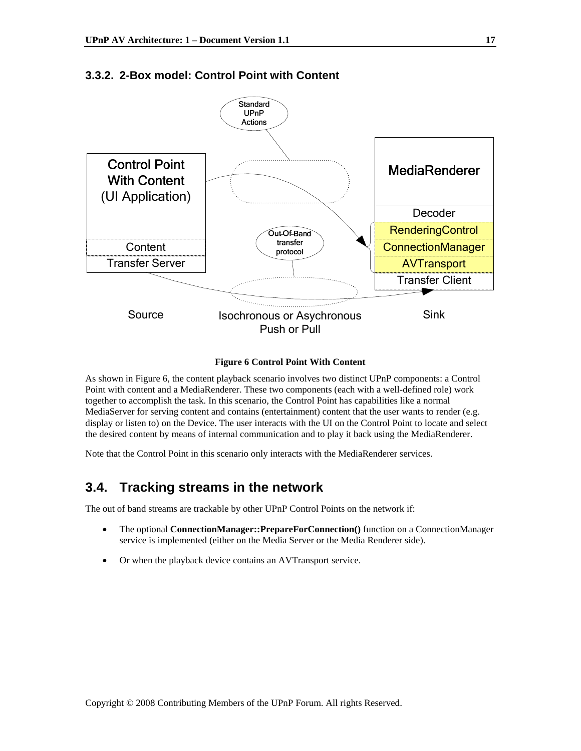### 3.3.2. 2-Box model: Control Point with Content

**Figure 6 Control Point With Content**

As shown in Figure 6, the content playback scenario involves two distinct UPnP components: a Control Point with content and a MediaRenderer. These two components (each with a well-defined role) work together to accomplish the task. In this scenario, the Control Point has capabilities like a normal MediaServer for serving content and contains (entertainment) content that the user wants to render (e.g. display or listen to) on the Device. The user interacts with the UI on the Control Point to locate and select the desired content by means of internal communication and to play it back using the MediaRenderer.

Note that the Control Point in this scenario only interacts with the MediaRenderer services.

## 3.4. Tracking streams in the network

The out of band streams are trackable by other UPnP Control Points on the network if:

- The optional **ConnectionManager::PrepareForConnection()** function on a ConnectionManager service is implemented (either on the Media Server or the Media Renderer side).
- Or when the playback device contains an AVTransport service.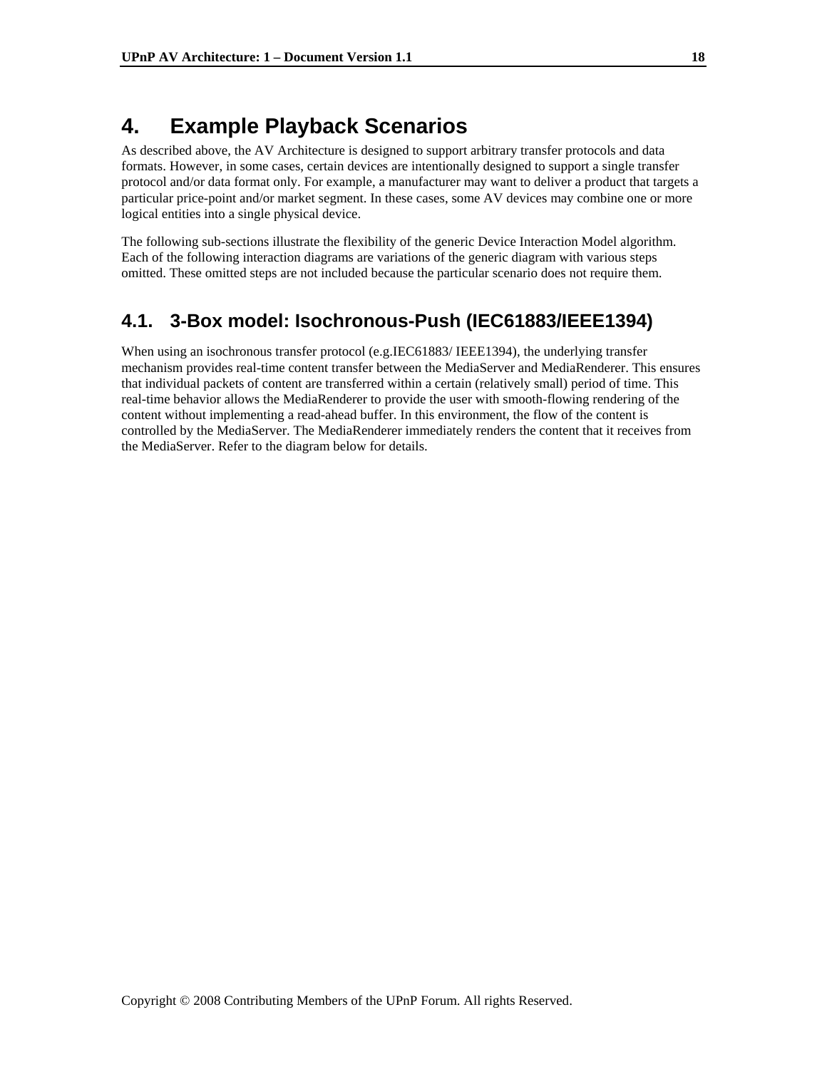# 4. Example Playback Scenarios

As described above, the AV Architecture is designed to support arbitrary transfer protocols and data formats. However, in some cases, certain devices are intentionally designed to support a single transfer protocol and/or data format only. For example, a manufacturer may want to deliver a product that targets a particular price-point and/or market segment. In these cases, some AV devices may combine one or more logical entities into a single physical device.

The following sub-sections illustrate the flexibility of the generic Device Interaction Model algorithm. Each of the following interaction diagrams are variations of the generic diagram with various steps omitted. These omitted steps are not included because the particular scenario does not require them.

## 4.1. 3-Box model: Isochronous-Push (IEC61883/IEEE1394)

When using an isochronous transfer protocol (e.g.IEC61883/ IEEE1394), the underlying transfer mechanism provides real-time content transfer between the MediaServer and MediaRenderer. This ensures that individual packets of content are transferred within a certain (relatively small) period of time. This real-time behavior allows the MediaRenderer to provide the user with smooth-flowing rendering of the content without implementing a read-ahead buffer. In this environment, the flow of the content is controlled by the MediaServer. The MediaRenderer immediately renders the content that it receives from the MediaServer. Refer to the diagram below for details.

Copyright © 2008 Contributing Members of the UPnP Forum. All rights Reserved.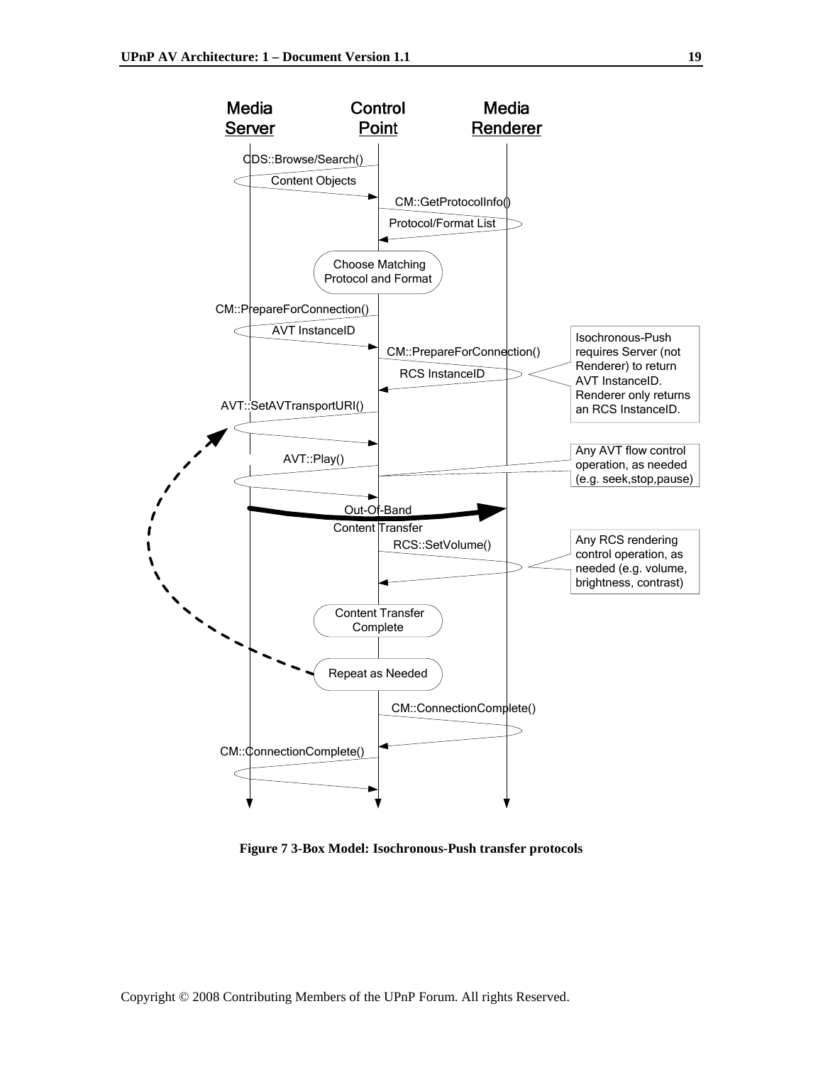Media Server | Control Point | Media Renderer

CDS::Browse/Search()

Content Objects

CM::GetProtocolInfo()

Protocol/Format List

Choose Matching Protocol and Format

CM::PrepareForConnection()

AVT InstanceID

CM::PrepareForConnection()

RCS InstanceID

Isochronous-Push requires Server (not Renderer) to return AVT InstanceID. Renderer only returns an RCS InstanceID.

AVT::SetAVTransportURI()

AVT::Play()

Any AVT flow control operation, as needed (e.g. seek,stop,pause)

Out-Of-Band Content Transfer

RCS::SetVolume()

Any RCS rendering control operation, as needed (e.g. volume, brightness, contrast)

Content Transfer Complete

Repeat as Needed

CM::ConnectionComplete()

CM::ConnectionComplete()

**Figure 7 3-Box Model: Isochronous-Push transfer protocols**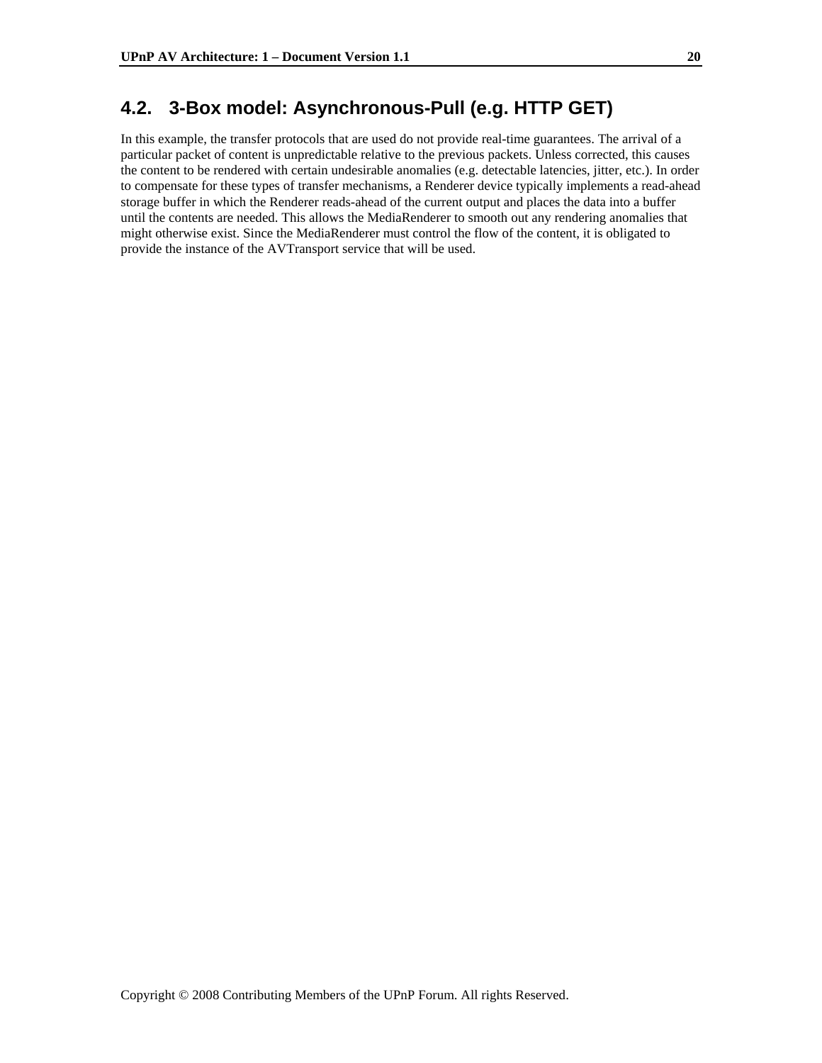## 4.2. 3-Box model: Asynchronous-Pull (e.g. HTTP GET)

In this example, the transfer protocols that are used do not provide real-time guarantees. The arrival of a particular packet of content is unpredictable relative to the previous packets. Unless corrected, this causes the content to be rendered with certain undesirable anomalies (e.g. detectable latencies, jitter, etc.). In order to compensate for these types of transfer mechanisms, a Renderer device typically implements a read-ahead storage buffer in which the Renderer reads-ahead of the current output and places the data into a buffer until the contents are needed. This allows the MediaRenderer to smooth out any rendering anomalies that might otherwise exist. Since the MediaRenderer must control the flow of the content, it is obligated to provide the instance of the AVTransport service that will be used.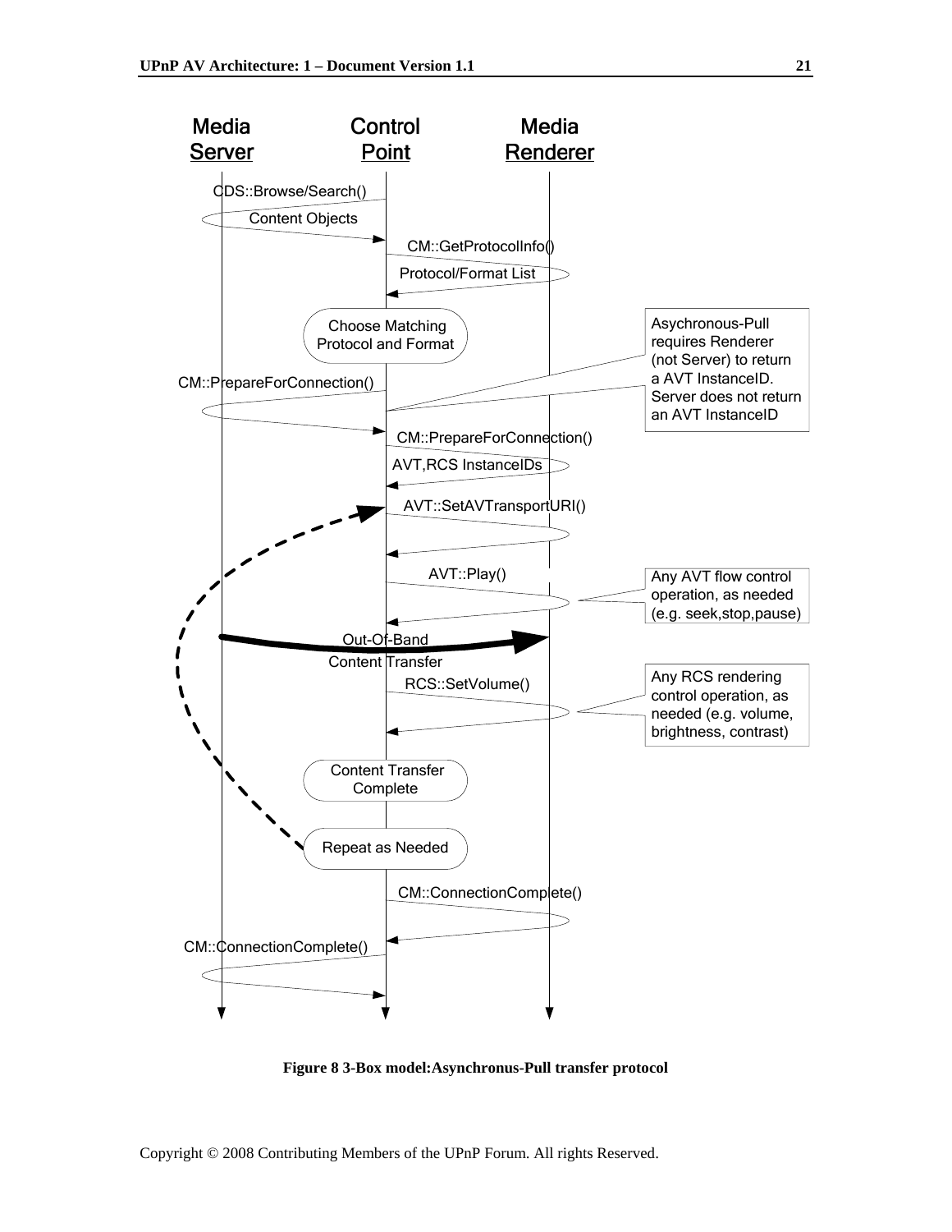Media Server | Control Point | Media Renderer

CDS::Browse/Search()

Content Objects

CM::GetProtocolInfo()

Protocol/Format List

Choose Matching Protocol and Format

Asychronous-Pull requires Renderer (not Server) to return a AVT InstanceID. Server does not return an AVT InstanceID

CM::PrepareForConnection()

CM::PrepareForConnection()

AVT,RCS InstanceIDs

AVT::SetAVTransportURI()

AVT::Play()

Any AVT flow control operation, as needed (e.g. seek,stop,pause)

Out-Of-Band Content Transfer

RCS::SetVolume()

Any RCS rendering control operation, as needed (e.g. volume, brightness, contrast)

Content Transfer Complete

Repeat as Needed

CM::ConnectionComplete()

CM::ConnectionComplete()

**Figure 8 3-Box model:Asynchronus-Pull transfer protocol**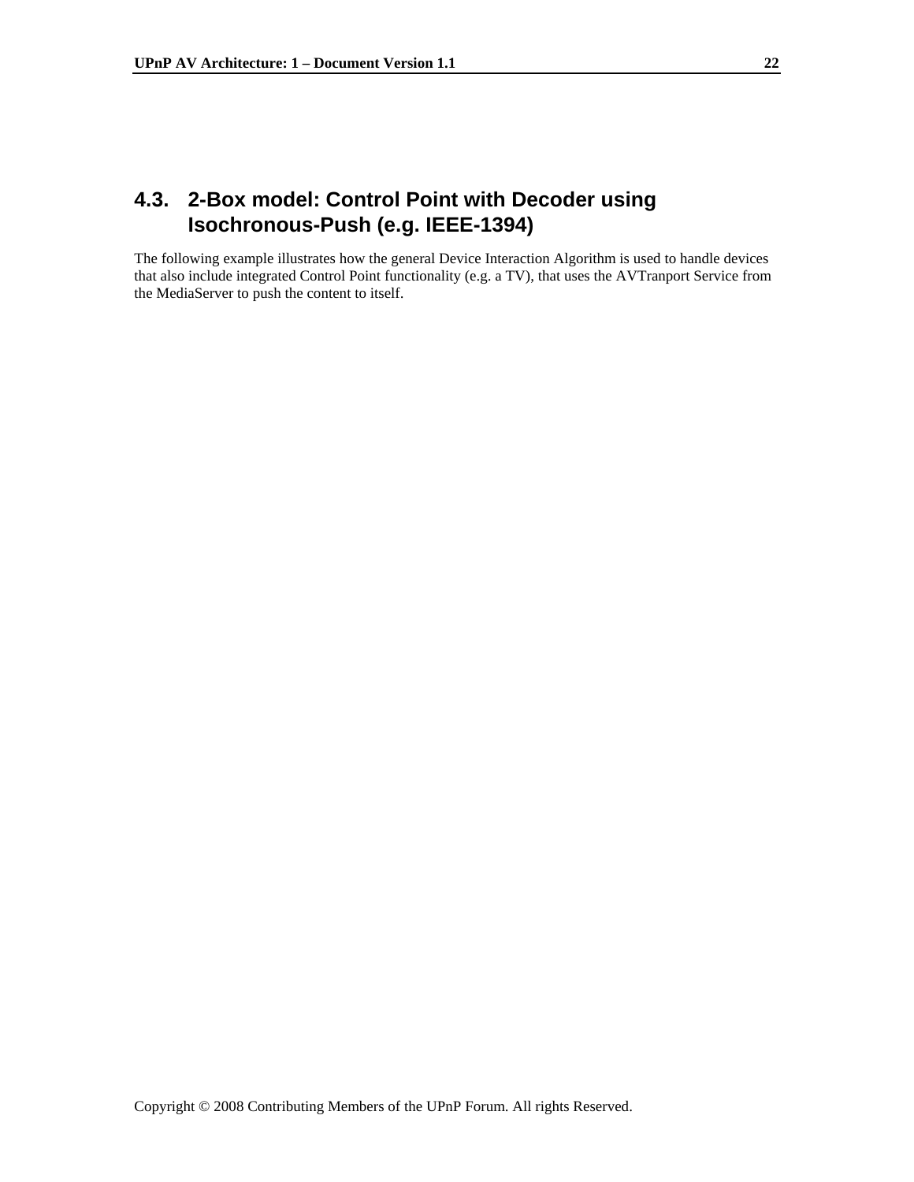## 4.3. 2-Box model: Control Point with Decoder using Isochronous-Push (e.g. IEEE-1394)

The following example illustrates how the general Device Interaction Algorithm is used to handle devices that also include integrated Control Point functionality (e.g. a TV), that uses the AVTranport Service from the MediaServer to push the content to itself.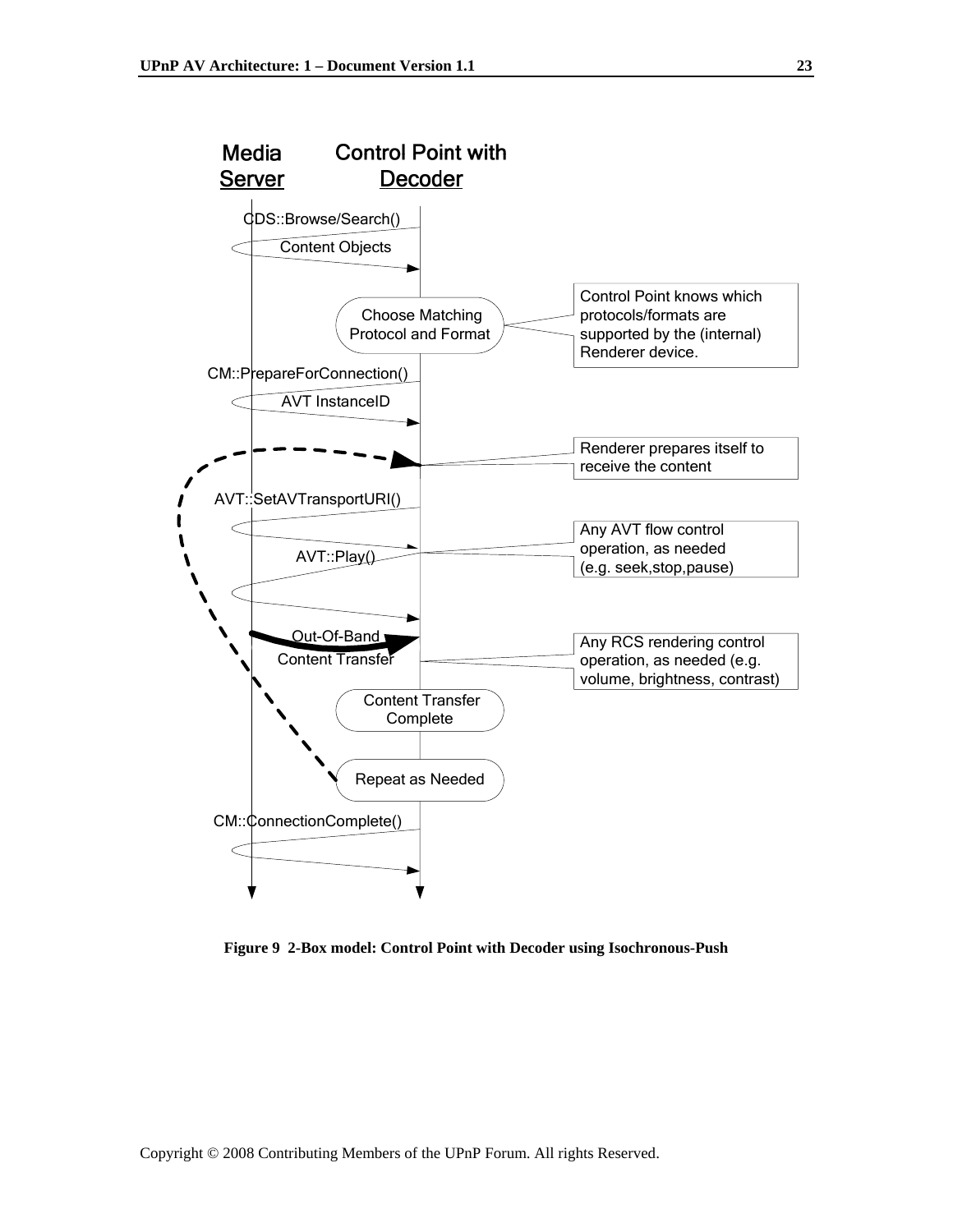**Media Server** | **Control Point with Decoder**

CDS::Browse/Search()

Content Objects

Choose Matching Protocol and Format

Control Point knows which protocols/formats are supported by the (internal) Renderer device.

CM::PrepareForConnection()

AVT InstanceID

Renderer prepares itself to receive the content

AVT::SetAVTransportURI()

AVT::Play()

Any AVT flow control operation, as needed (e.g. seek,stop,pause)

Out-Of-Band Content Transfer

Any RCS rendering control operation, as needed (e.g. volume, brightness, contrast)

Content Transfer Complete

Repeat as Needed

CM::ConnectionComplete()

**Figure 9 2-Box model: Control Point with Decoder using Isochronous-Push**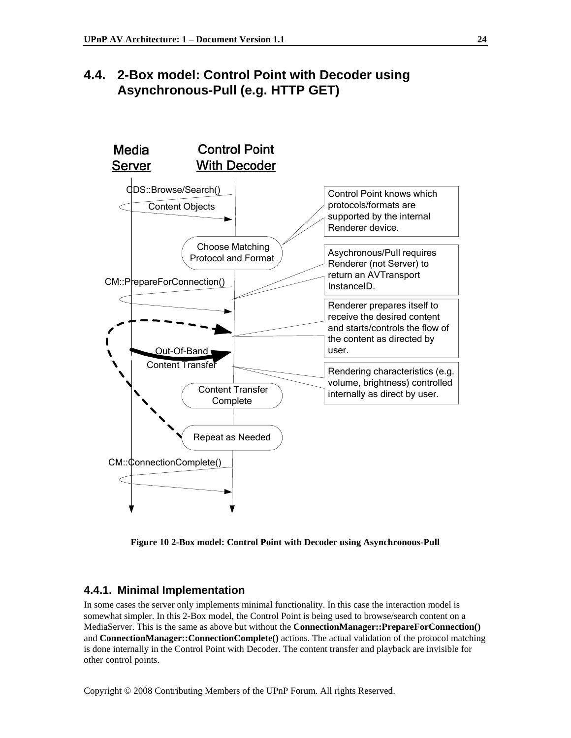## 4.4. 2-Box model: Control Point with Decoder using Asynchronous-Pull (e.g. HTTP GET)

Media Server

Control Point With Decoder

CDS::Browse/Search()

Content Objects

Choose Matching Protocol and Format

CM::PrepareForConnection()

Out-Of-Band Content Transfer

Content Transfer Complete

Repeat as Needed

CM::ConnectionComplete()

Control Point knows which protocols/formats are supported by the internal Renderer device.

Asychronous/Pull requires Renderer (not Server) to return an AVTransport InstanceID.

Renderer prepares itself to receive the desired content and starts/controls the flow of the content as directed by user.

Rendering characteristics (e.g. volume, brightness) controlled internally as direct by user.

**Figure 10 2-Box model: Control Point with Decoder using Asynchronous-Pull**

### 4.4.1. Minimal Implementation

In some cases the server only implements minimal functionality. In this case the interaction model is somewhat simpler. In this 2-Box model, the Control Point is being used to browse/search content on a MediaServer. This is the same as above but without the **ConnectionManager::PrepareForConnection()** and **ConnectionManager::ConnectionComplete()** actions. The actual validation of the protocol matching is done internally in the Control Point with Decoder. The content transfer and playback are invisible for other control points.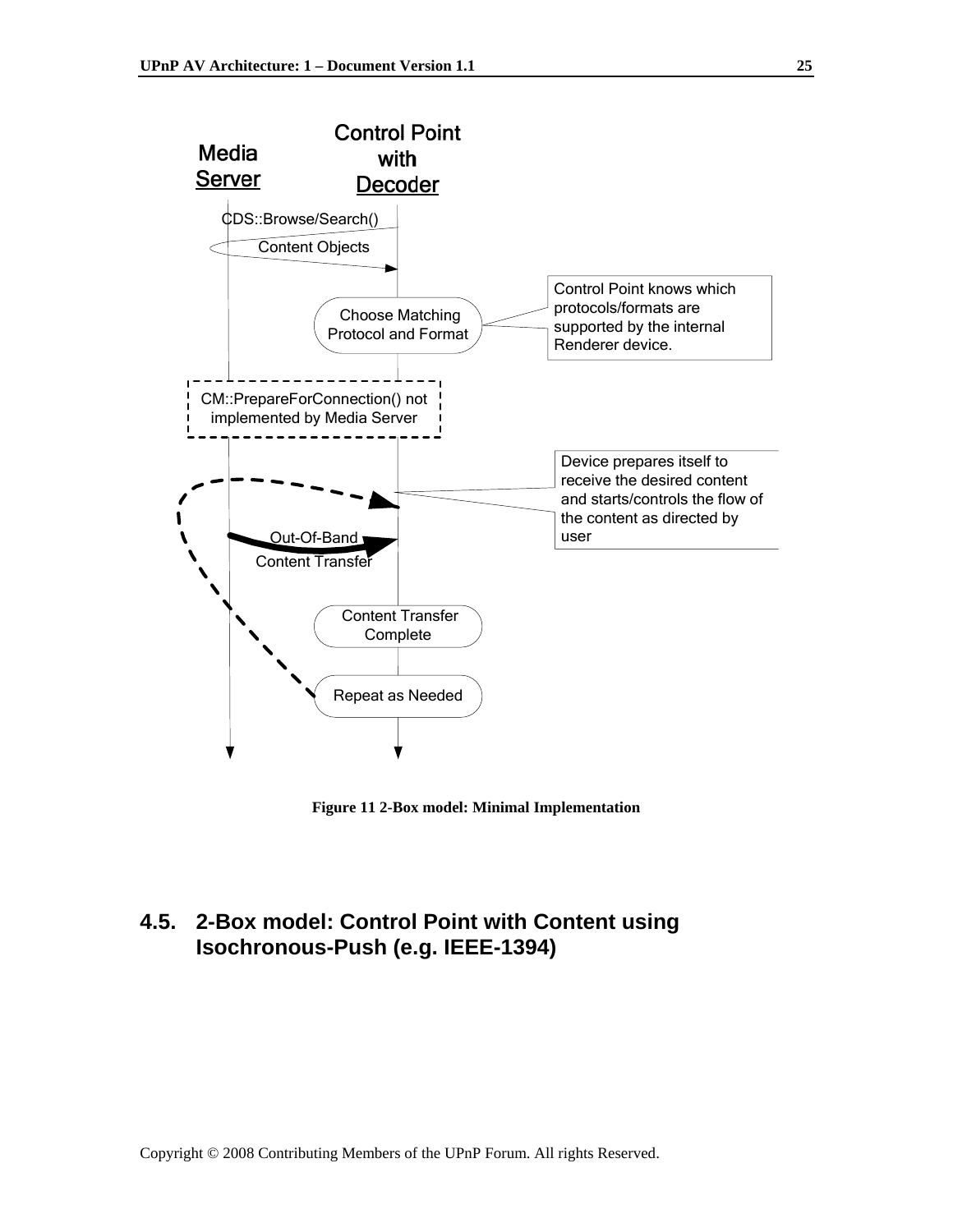Media Server

Control Point with Decoder

CDS::Browse/Search()

Content Objects

Choose Matching Protocol and Format

Control Point knows which protocols/formats are supported by the internal Renderer device.

CM::PrepareForConnection() not implemented by Media Server

Device prepares itself to receive the desired content and starts/controls the flow of the content as directed by user

Out-Of-Band Content Transfer

Content Transfer Complete

Repeat as Needed

**Figure 11 2-Box model: Minimal Implementation**

## 4.5. 2-Box model: Control Point with Content using Isochronous-Push (e.g. IEEE-1394)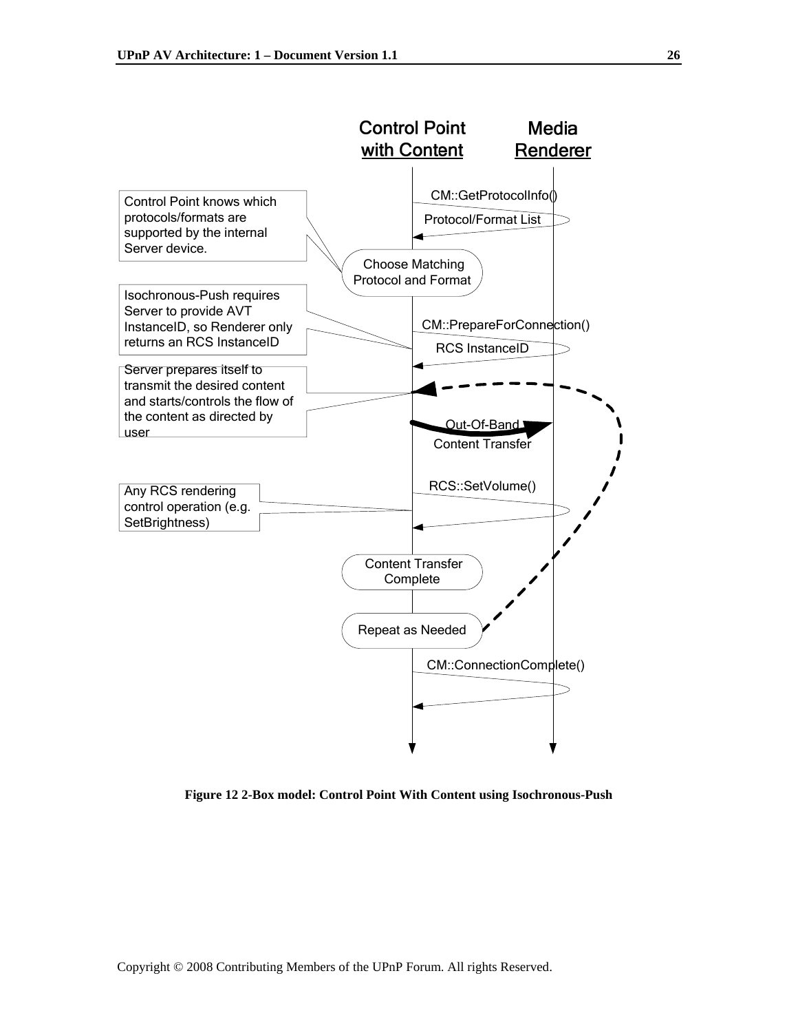Control Point with Content

Media Renderer

Control Point knows which protocols/formats are supported by the internal Server device.

CM::GetProtocolInfo()

Protocol/Format List

Choose Matching Protocol and Format

Isochronous-Push requires Server to provide AVT InstanceID, so Renderer only returns an RCS InstanceID

CM::PrepareForConnection()

RCS InstanceID

Server prepares itself to transmit the desired content and starts/controls the flow of the content as directed by user

Out-Of-Band Content Transfer

Any RCS rendering control operation (e.g. SetBrightness)

RCS::SetVolume()

Content Transfer Complete

Repeat as Needed

CM::ConnectionComplete()

**Figure 12 2-Box model: Control Point With Content using Isochronous-Push**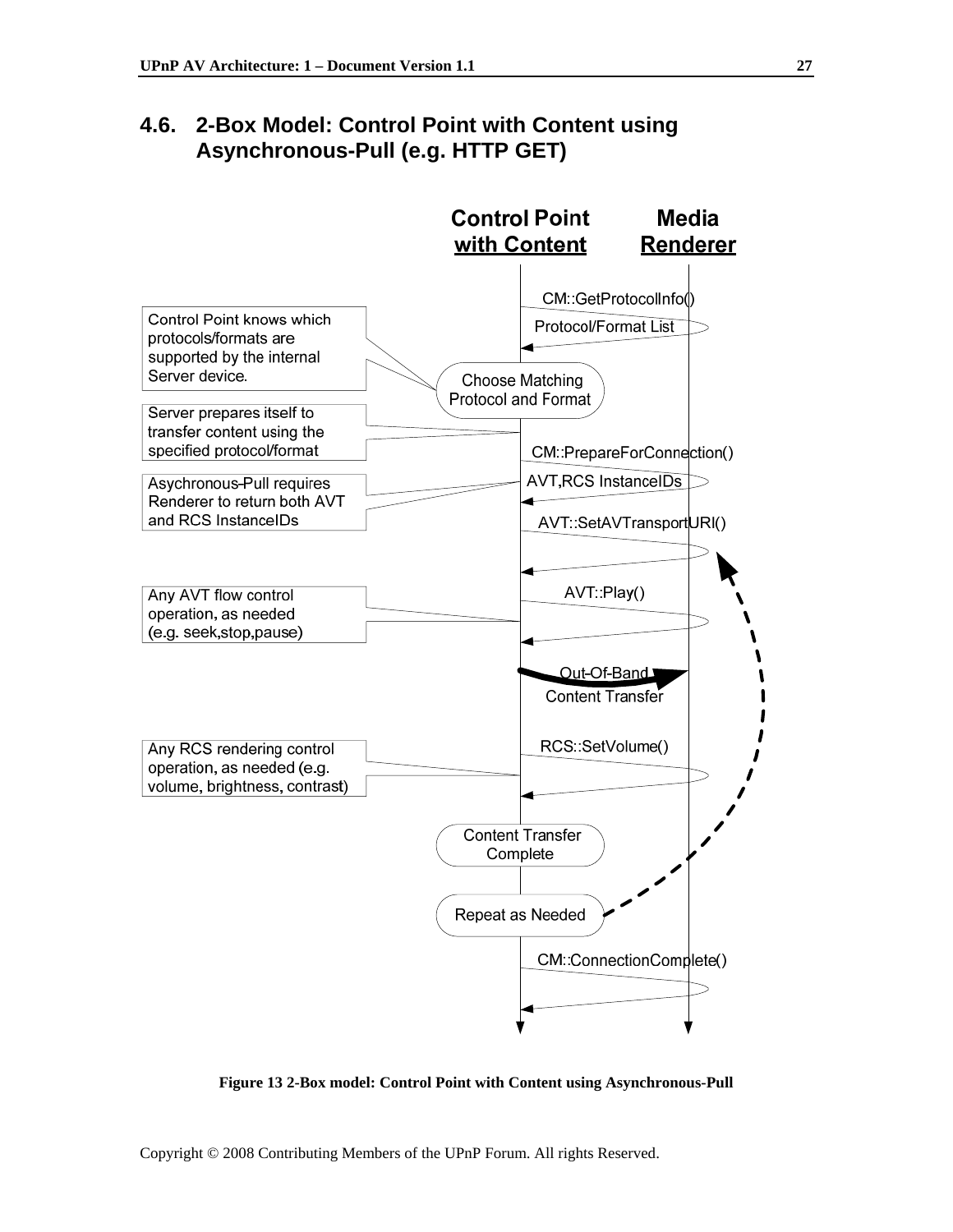## 4.6. 2-Box Model: Control Point with Content using Asynchronous-Pull (e.g. HTTP GET)

Control Point with Content | Media Renderer

CM::GetProtocolInfo()

Protocol/Format List

Control Point knows which protocols/formats are supported by the internal Server device.

Choose Matching Protocol and Format

Server prepares itself to transfer content using the specified protocol/format

CM::PrepareForConnection()

AVT,RCS InstanceIDs

Asychronous-Pull requires Renderer to return both AVT and RCS InstanceIDs

AVT::SetAVTransportURI()

AVT::Play()

Any AVT flow control operation, as needed (e.g. seek,stop,pause)

Out-Of-Band Content Transfer

RCS::SetVolume()

Any RCS rendering control operation, as needed (e.g. volume, brightness, contrast)

Content Transfer Complete

Repeat as Needed

CM::ConnectionComplete()

**Figure 13 2-Box model: Control Point with Content using Asynchronous-Pull**

Copyright © 2008 Contributing Members of the UPnP Forum. All rights Reserved.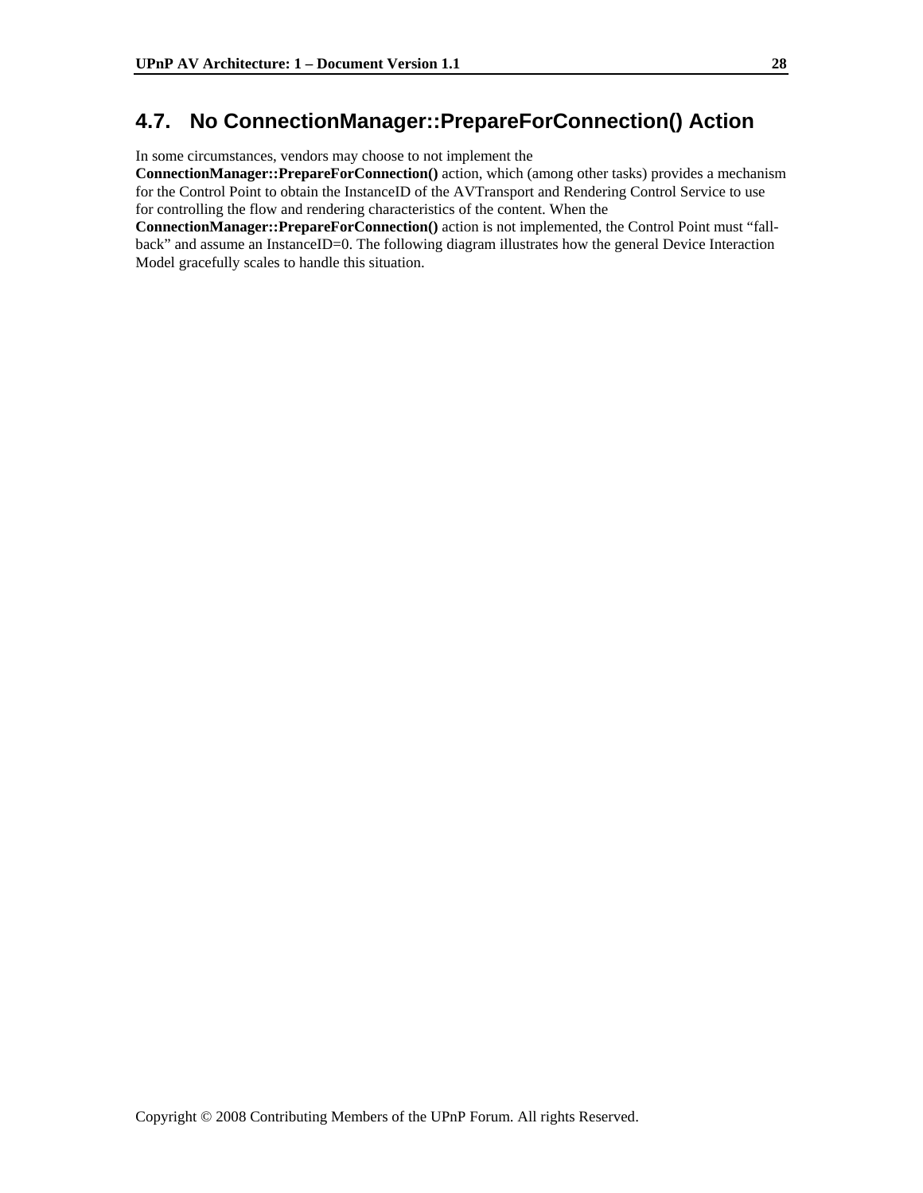## 4.7. No ConnectionManager::PrepareForConnection() Action

In some circumstances, vendors may choose to not implement the **ConnectionManager::PrepareForConnection()** action, which (among other tasks) provides a mechanism for the Control Point to obtain the InstanceID of the AVTransport and Rendering Control Service to use for controlling the flow and rendering characteristics of the content. When the **ConnectionManager::PrepareForConnection()** action is not implemented, the Control Point must "fall-back" and assume an InstanceID=0. The following diagram illustrates how the general Device Interaction Model gracefully scales to handle this situation.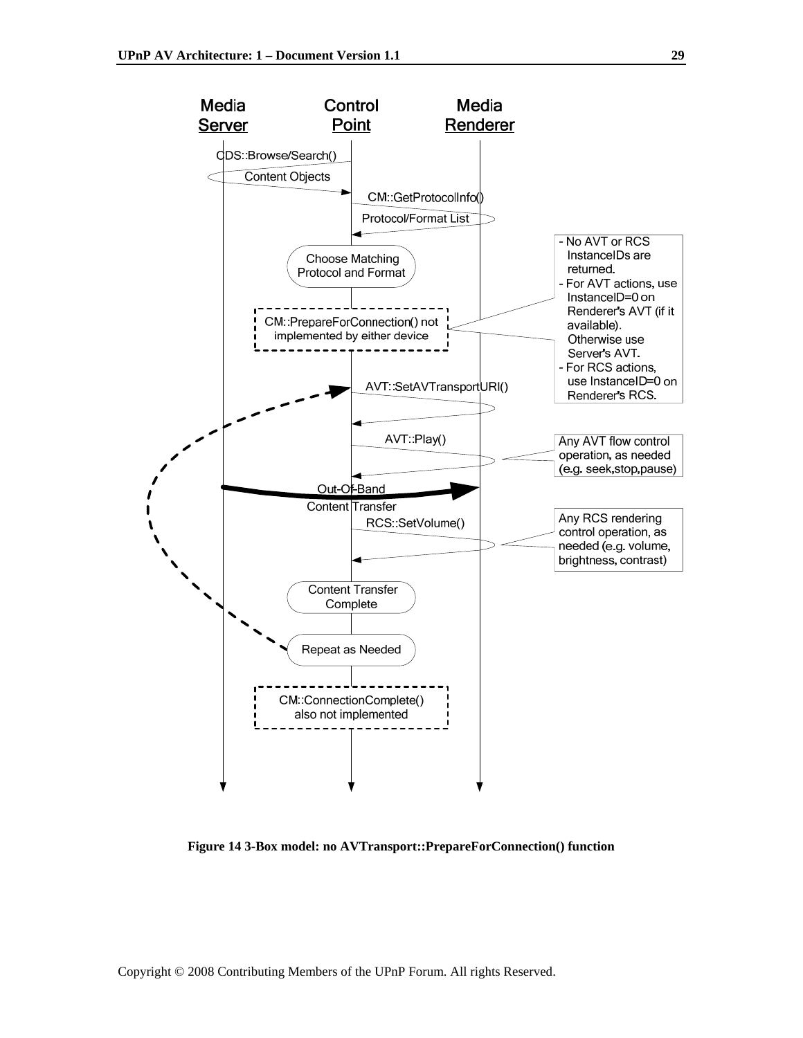Media Server | Control Point | Media Renderer

CDS::Browse/Search()

Content Objects

CM::GetProtocolInfo()

Protocol/Format List

Choose Matching Protocol and Format

CM::PrepareForConnection() not implemented by either device

- No AVT or RCS InstanceIDs are returned.
- For AVT actions, use InstanceID=0 on Renderer's AVT (if it available). Otherwise use Server's AVT.
- For RCS actions, use InstanceID=0 on Renderer's RCS.

AVT::SetAVTransportURI()

AVT::Play()

Any AVT flow control operation, as needed (e.g. seek,stop,pause)

Out-Of-Band Content Transfer

RCS::SetVolume()

Any RCS rendering control operation, as needed (e.g. volume, brightness, contrast)

Content Transfer Complete

Repeat as Needed

CM::ConnectionComplete() also not implemented

**Figure 14 3-Box model: no AVTransport::PrepareForConnection() function**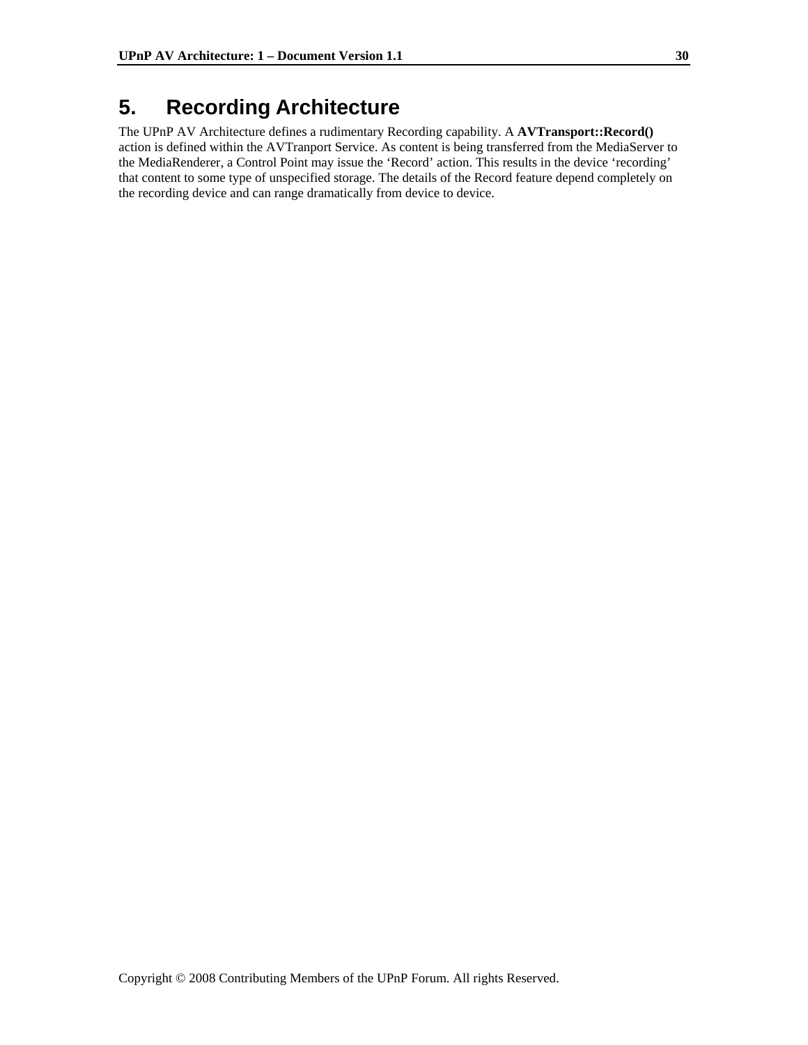# 5. Recording Architecture

The UPnP AV Architecture defines a rudimentary Recording capability. A **AVTransport::Record()** action is defined within the AVTranport Service. As content is being transferred from the MediaServer to the MediaRenderer, a Control Point may issue the 'Record' action. This results in the device 'recording' that content to some type of unspecified storage. The details of the Record feature depend completely on the recording device and can range dramatically from device to device.